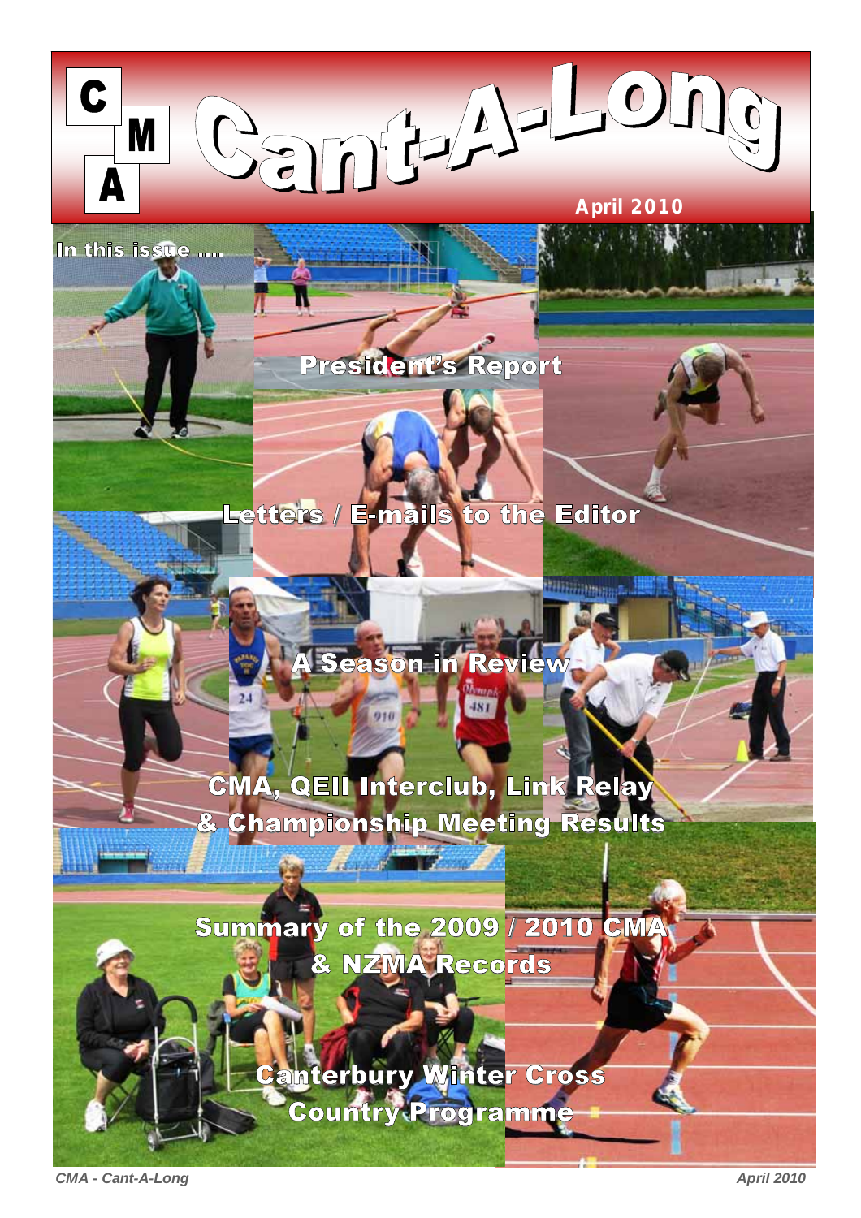# CMA Cant-A-Long

**April 2010**

## In this issue ....

President's Report

Letters / E-mails to the Editor

A Season in Review

CMA, QEII Interclub, Link Relay & Championship Meeting Results

Summary of the 2009 / 2010 CMA & NZMA Records

Canterbury Winter Cross Country Programme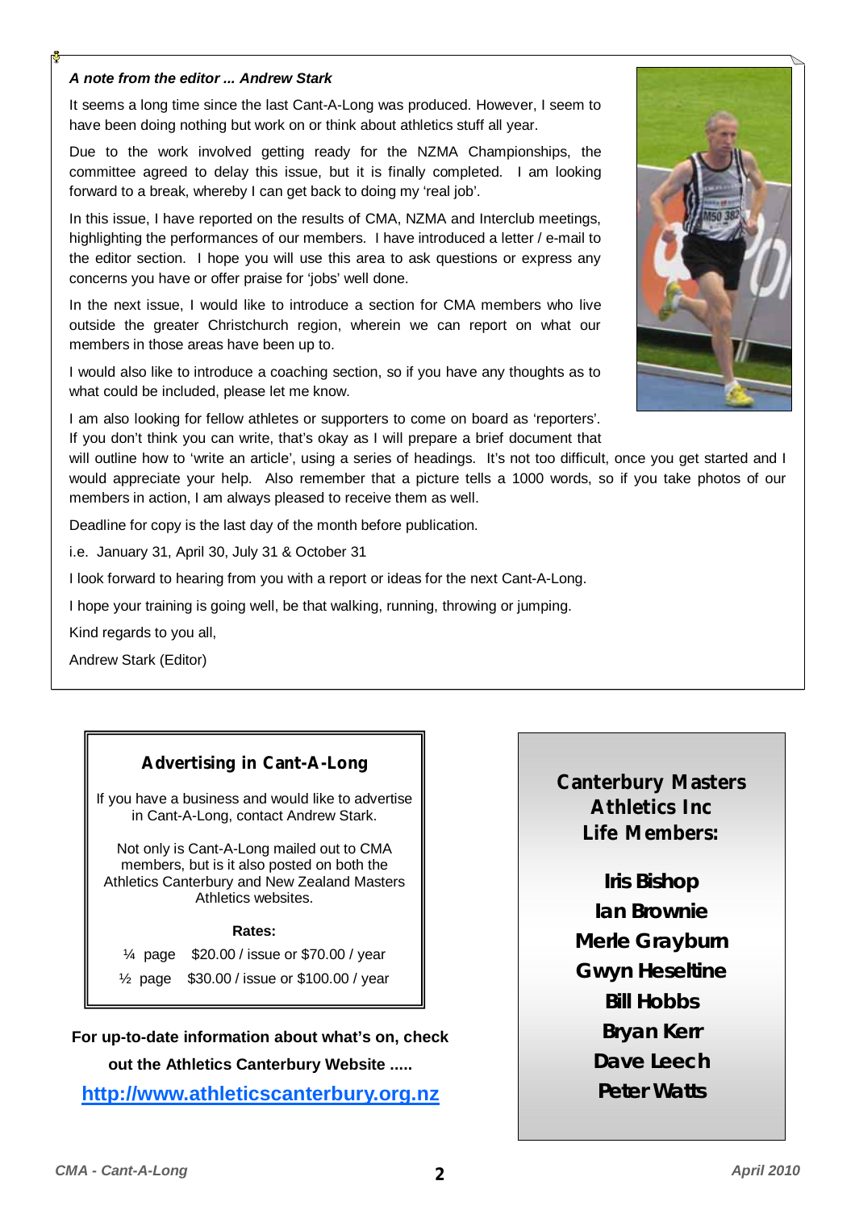*A note from the editor ... Andrew Stark*

It seems a long time since the last Cant-A-Long was produced. However, I seem to have been doing nothing but work on or think about athletics stuff all year.

Due to the work involved getting ready for the NZMA Championships, the committee agreed to delay this issue, but it is finally completed. I am looking forward to a break, whereby I can get back to doing my 'real job'.

In this issue, I have reported on the results of CMA, NZMA and Interclub meetings, highlighting the performances of our members. I have introduced a letter / e-mail to the editor section. I hope you will use this area to ask questions or express any concerns you have or offer praise for 'jobs' well done.

In the next issue, I would like to introduce a section for CMA members who live outside the greater Christchurch region, wherein we can report on what our members in those areas have been up to.

I would also like to introduce a coaching section, so if you have any thoughts as to what could be included, please let me know.

I am also looking for fellow athletes or supporters to come on board as 'reporters'. If you don't think you can write, that's okay as I will prepare a brief document that will outline how to 'write an article', using a series of headings. It's not too difficult, once you get started and I would appreciate your help. Also remember that a picture tells a 1000 words, so if you take photos of our members in action, I am always pleased to receive them as well.

Deadline for copy is the last day of the month before publication.

i.e. January 31, April 30, July 31 & October 31

I look forward to hearing from you with a report or ideas for the next Cant-A-Long.

I hope your training is going well, be that walking, running, throwing or jumping.

Kind regards to you all,

Andrew Stark (Editor)

## Advertising in Cant-A-Long

If you have a business and would like to advertise in Cant-A-Long, contact Andrew Stark.

Not only is Cant-A-Long mailed out to CMA members, but is it also posted on both the Athletics Canterbury and New Zealand Masters Athletics websites.

**Rates:**

¼ page $20.00 / issue or $70.00 / year

½ page $30.00 / issue or $100.00 / year

**For up-to-date information about what's on, check out the Athletics Canterbury Website .....**

**http://www.athleticscanterbury.org.nz**

## Canterbury Masters Athletics Inc Life Members:

**Iris Bishop**
**Ian Brownie**
**Merle Grayburn**
**Gwyn Heseltine**
**Bill Hobbs**
**Bryan Kerr**
**Dave Leech**
**Peter Watts**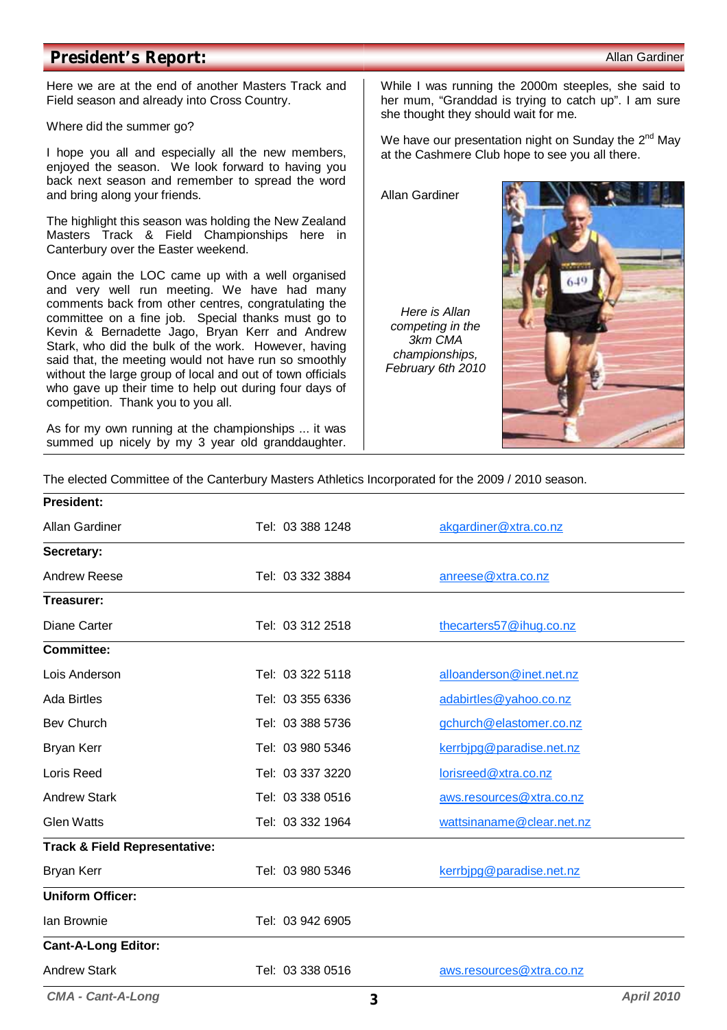## President's Report:

Allan Gardiner

Here we are at the end of another Masters Track and Field season and already into Cross Country.

Where did the summer go?

I hope you all and especially all the new members, enjoyed the season. We look forward to having you back next season and remember to spread the word and bring along your friends.

The highlight this season was holding the New Zealand Masters Track & Field Championships here in Canterbury over the Easter weekend.

Once again the LOC came up with a well organised and very well run meeting. We have had many comments back from other centres, congratulating the committee on a fine job. Special thanks must go to Kevin & Bernadette Jago, Bryan Kerr and Andrew Stark, who did the bulk of the work. However, having said that, the meeting would not have run so smoothly without the large group of local and out of town officials who gave up their time to help out during four days of competition. Thank you to you all.

As for my own running at the championships ... it was summed up nicely by my 3 year old granddaughter. While I was running the 2000m steeples, she said to her mum, "Granddad is trying to catch up". I am sure she thought they should wait for me.

We have our presentation night on Sunday the 2nd May at the Cashmere Club hope to see you all there.

Allan Gardiner

*Here is Allan competing in the 3km CMA championships, February 6th 2010*

The elected Committee of the Canterbury Masters Athletics Incorporated for the 2009 / 2010 season.

| | | |
|---|---|---|
| **President:** | | |
| Allan Gardiner | Tel: 03 388 1248 | akgardiner@xtra.co.nz |
| **Secretary:** | | |
| Andrew Reese | Tel: 03 332 3884 | anreese@xtra.co.nz |
| **Treasurer:** | | |
| Diane Carter | Tel: 03 312 2518 | thecarters57@ihug.co.nz |
| **Committee:** | | |
| Lois Anderson | Tel: 03 322 5118 | alloanderson@inet.net.nz |
| Ada Birtles | Tel: 03 355 6336 | adabirtles@yahoo.co.nz |
| Bev Church | Tel: 03 388 5736 | gchurch@elastomer.co.nz |
| Bryan Kerr | Tel: 03 980 5346 | kerrbjpg@paradise.net.nz |
| Loris Reed | Tel: 03 337 3220 | lorisreed@xtra.co.nz |
| Andrew Stark | Tel: 03 338 0516 | aws.resources@xtra.co.nz |
| Glen Watts | Tel: 03 332 1964 | wattsinaname@clear.net.nz |
| **Track & Field Representative:** | | |
| Bryan Kerr | Tel: 03 980 5346 | kerrbjpg@paradise.net.nz |
| **Uniform Officer:** | | |
| Ian Brownie | Tel: 03 942 6905 | |
| **Cant-A-Long Editor:** | | |
| Andrew Stark | Tel: 03 338 0516 | aws.resources@xtra.co.nz |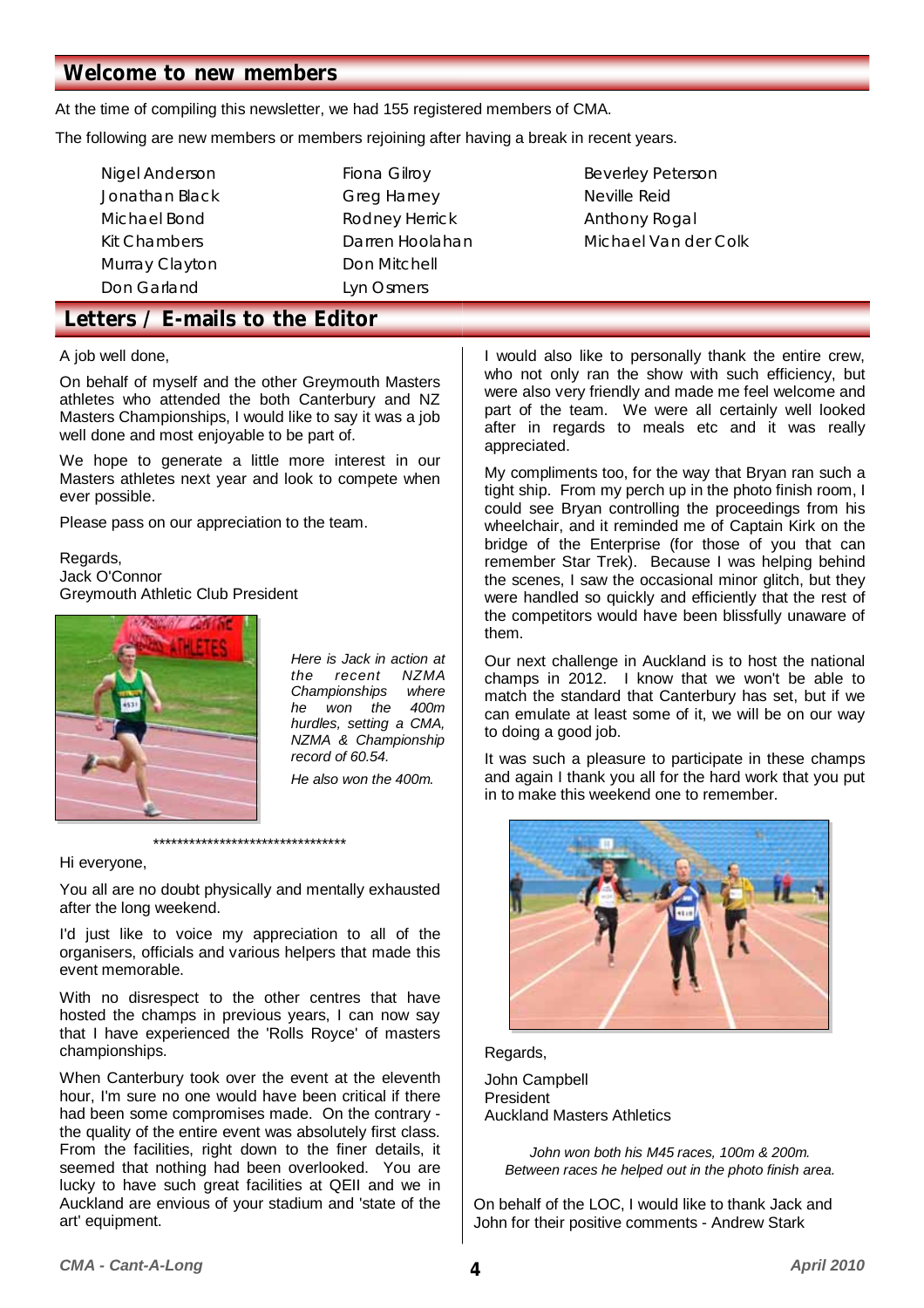## Welcome to new members

At the time of compiling this newsletter, we had 155 registered members of CMA.

The following are new members or members rejoining after having a break in recent years.

| | | |
|---|---|---|
| Nigel Anderson | Fiona Gilroy | Beverley Peterson |
| Jonathan Black | Greg Harney | Neville Reid |
| Michael Bond | Rodney Herrick | Anthony Rogal |
| Kit Chambers | Darren Hoolahan | Michael Van der Colk |
| Murray Clayton | Don Mitchell | |
| Don Garland | Lyn Osmers | |

## Letters / E-mails to the Editor

A job well done,

On behalf of myself and the other Greymouth Masters athletes who attended the both Canterbury and NZ Masters Championships, I would like to say it was a job well done and most enjoyable to be part of.

We hope to generate a little more interest in our Masters athletes next year and look to compete when ever possible.

Please pass on our appreciation to the team.

Regards,
Jack O'Connor
Greymouth Athletic Club President

*Here is Jack in action at the recent NZMA Championships where he won the 400m hurdles, setting a CMA, NZMA & Championship record of 60.54.*

*He also won the 400m.*

*********************************

Hi everyone,

You all are no doubt physically and mentally exhausted after the long weekend.

I'd just like to voice my appreciation to all of the organisers, officials and various helpers that made this event memorable.

With no disrespect to the other centres that have hosted the champs in previous years, I can now say that I have experienced the 'Rolls Royce' of masters championships.

When Canterbury took over the event at the eleventh hour, I'm sure no one would have been critical if there had been some compromises made. On the contrary - the quality of the entire event was absolutely first class. From the facilities, right down to the finer details, it seemed that nothing had been overlooked. You are lucky to have such great facilities at QEII and we in Auckland are envious of your stadium and 'state of the art' equipment.

I would also like to personally thank the entire crew, who not only ran the show with such efficiency, but were also very friendly and made me feel welcome and part of the team. We were all certainly well looked after in regards to meals etc and it was really appreciated.

My compliments too, for the way that Bryan ran such a tight ship. From my perch up in the photo finish room, I could see Bryan controlling the proceedings from his wheelchair, and it reminded me of Captain Kirk on the bridge of the Enterprise (for those of you that can remember Star Trek). Because I was helping behind the scenes, I saw the occasional minor glitch, but they were handled so quickly and efficiently that the rest of the competitors would have been blissfully unaware of them.

Our next challenge in Auckland is to host the national champs in 2012. I know that we won't be able to match the standard that Canterbury has set, but if we can emulate at least some of it, we will be on our way to doing a good job.

It was such a pleasure to participate in these champs and again I thank you all for the hard work that you put in to make this weekend one to remember.

Regards,

John Campbell
President
Auckland Masters Athletics

*John won both his M45 races, 100m & 200m. Between races he helped out in the photo finish area.*

On behalf of the LOC, I would like to thank Jack and John for their positive comments - Andrew Stark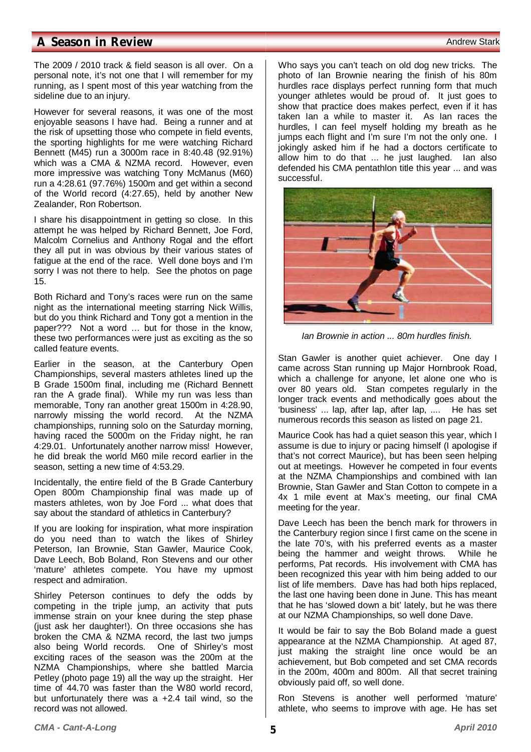## A Season in Review

Andrew Stark

The 2009 / 2010 track & field season is all over. On a personal note, it's not one that I will remember for my running, as I spent most of this year watching from the sideline due to an injury.

However for several reasons, it was one of the most enjoyable seasons I have had. Being a runner and at the risk of upsetting those who compete in field events, the sporting highlights for me were watching Richard Bennett (M45) run a 3000m race in 8:40.48 (92.91%) which was a CMA & NZMA record. However, even more impressive was watching Tony McManus (M60) run a 4:28.61 (97.76%) 1500m and get within a second of the World record (4:27.65), held by another New Zealander, Ron Robertson.

I share his disappointment in getting so close. In this attempt he was helped by Richard Bennett, Joe Ford, Malcolm Cornelius and Anthony Rogal and the effort they all put in was obvious by their various states of fatigue at the end of the race. Well done boys and I'm sorry I was not there to help. See the photos on page 15.

Both Richard and Tony's races were run on the same night as the international meeting starring Nick Willis, but do you think Richard and Tony got a mention in the paper??? Not a word … but for those in the know, these two performances were just as exciting as the so called feature events.

Earlier in the season, at the Canterbury Open Championships, several masters athletes lined up the B Grade 1500m final, including me (Richard Bennett ran the A grade final). While my run was less than memorable, Tony ran another great 1500m in 4:28.90, narrowly missing the world record. At the NZMA championships, running solo on the Saturday morning, having raced the 5000m on the Friday night, he ran 4:29.01. Unfortunately another narrow miss! However, he did break the world M60 mile record earlier in the season, setting a new time of 4:53.29.

Incidentally, the entire field of the B Grade Canterbury Open 800m Championship final was made up of masters athletes, won by Joe Ford ... what does that say about the standard of athletics in Canterbury?

If you are looking for inspiration, what more inspiration do you need than to watch the likes of Shirley Peterson, Ian Brownie, Stan Gawler, Maurice Cook, Dave Leech, Bob Boland, Ron Stevens and our other 'mature' athletes compete. You have my upmost respect and admiration.

Shirley Peterson continues to defy the odds by competing in the triple jump, an activity that puts immense strain on your knee during the step phase (just ask her daughter!). On three occasions she has broken the CMA & NZMA record, the last two jumps also being World records. One of Shirley's most exciting races of the season was the 200m at the NZMA Championships, where she battled Marcia Petley (photo page 19) all the way up the straight. Her time of 44.70 was faster than the W80 world record, but unfortunately there was a +2.4 tail wind, so the record was not allowed.

Who says you can't teach on old dog new tricks. The photo of Ian Brownie nearing the finish of his 80m hurdles race displays perfect running form that much younger athletes would be proud of. It just goes to show that practice does makes perfect, even if it has taken Ian a while to master it. As Ian races the hurdles, I can feel myself holding my breath as he jumps each flight and I'm sure I'm not the only one. I jokingly asked him if he had a doctors certificate to allow him to do that ... he just laughed. Ian also defended his CMA pentathlon title this year ... and was successful.

*Ian Brownie in action ... 80m hurdles finish.*

Stan Gawler is another quiet achiever. One day I came across Stan running up Major Hornbrook Road, which a challenge for anyone, let alone one who is over 80 years old. Stan competes regularly in the longer track events and methodically goes about the 'business' ... lap, after lap, after lap, .... He has set numerous records this season as listed on page 21.

Maurice Cook has had a quiet season this year, which I assume is due to injury or pacing himself (I apologise if that's not correct Maurice), but has been seen helping out at meetings. However he competed in four events at the NZMA Championships and combined with Ian Brownie, Stan Gawler and Stan Cotton to compete in a 4x 1 mile event at Max's meeting, our final CMA meeting for the year.

Dave Leech has been the bench mark for throwers in the Canterbury region since I first came on the scene in the late 70's, with his preferred events as a master being the hammer and weight throws. While he performs, Pat records. His involvement with CMA has been recognized this year with him being added to our list of life members. Dave has had both hips replaced, the last one having been done in June. This has meant that he has 'slowed down a bit' lately, but he was there at our NZMA Championships, so well done Dave.

It would be fair to say the Bob Boland made a guest appearance at the NZMA Championship. At aged 87, just making the straight line once would be an achievement, but Bob competed and set CMA records in the 200m, 400m and 800m. All that secret training obviously paid off, so well done.

Ron Stevens is another well performed 'mature' athlete, who seems to improve with age. He has set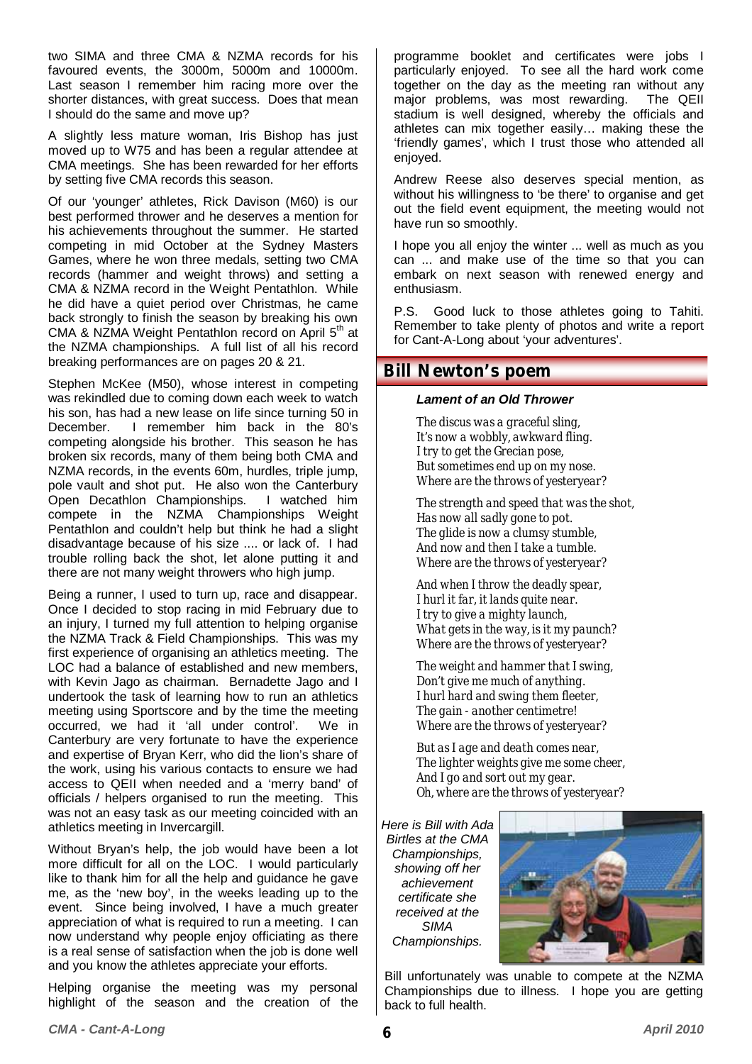two SIMA and three CMA & NZMA records for his favoured events, the 3000m, 5000m and 10000m. Last season I remember him racing more over the shorter distances, with great success. Does that mean I should do the same and move up?

A slightly less mature woman, Iris Bishop has just moved up to W75 and has been a regular attendee at CMA meetings. She has been rewarded for her efforts by setting five CMA records this season.

Of our 'younger' athletes, Rick Davison (M60) is our best performed thrower and he deserves a mention for his achievements throughout the summer. He started competing in mid October at the Sydney Masters Games, where he won three medals, setting two CMA records (hammer and weight throws) and setting a CMA & NZMA record in the Weight Pentathlon. While he did have a quiet period over Christmas, he came back strongly to finish the season by breaking his own CMA & NZMA Weight Pentathlon record on April 5th at the NZMA championships. A full list of all his record breaking performances are on pages 20 & 21.

Stephen McKee (M50), whose interest in competing was rekindled due to coming down each week to watch his son, has had a new lease on life since turning 50 in December. I remember him back in the 80's competing alongside his brother. This season he has broken six records, many of them being both CMA and NZMA records, in the events 60m, hurdles, triple jump, pole vault and shot put. He also won the Canterbury Open Decathlon Championships. I watched him compete in the NZMA Championships Weight Pentathlon and couldn't help but think he had a slight disadvantage because of his size .... or lack of. I had trouble rolling back the shot, let alone putting it and there are not many weight throwers who high jump.

Being a runner, I used to turn up, race and disappear. Once I decided to stop racing in mid February due to an injury, I turned my full attention to helping organise the NZMA Track & Field Championships. This was my first experience of organising an athletics meeting. The LOC had a balance of established and new members, with Kevin Jago as chairman. Bernadette Jago and I undertook the task of learning how to run an athletics meeting using Sportscore and by the time the meeting occurred, we had it 'all under control'. We in Canterbury are very fortunate to have the experience and expertise of Bryan Kerr, who did the lion's share of the work, using his various contacts to ensure we had access to QEII when needed and a 'merry band' of officials / helpers organised to run the meeting. This was not an easy task as our meeting coincided with an athletics meeting in Invercargill.

Without Bryan's help, the job would have been a lot more difficult for all on the LOC. I would particularly like to thank him for all the help and guidance he gave me, as the 'new boy', in the weeks leading up to the event. Since being involved, I have a much greater appreciation of what is required to run a meeting. I can now understand why people enjoy officiating as there is a real sense of satisfaction when the job is done well and you know the athletes appreciate your efforts.

Helping organise the meeting was my personal highlight of the season and the creation of the programme booklet and certificates were jobs I particularly enjoyed. To see all the hard work come together on the day as the meeting ran without any major problems, was most rewarding. The QEII stadium is well designed, whereby the officials and athletes can mix together easily… making these the 'friendly games', which I trust those who attended all enjoyed.

Andrew Reese also deserves special mention, as without his willingness to 'be there' to organise and get out the field event equipment, the meeting would not have run so smoothly.

I hope you all enjoy the winter ... well as much as you can ... and make use of the time so that you can embark on next season with renewed energy and enthusiasm.

P.S. Good luck to those athletes going to Tahiti. Remember to take plenty of photos and write a report for Cant-A-Long about 'your adventures'.

## Bill Newton's poem

***Lament of an Old Thrower***

*The discus was a graceful sling,*
*It's now a wobbly, awkward fling.*
*I try to get the Grecian pose,*
*But sometimes end up on my nose.*
*Where are the throws of yesteryear?*

*The strength and speed that was the shot,*
*Has now all sadly gone to pot.*
*The glide is now a clumsy stumble,*
*And now and then I take a tumble.*
*Where are the throws of yesteryear?*

*And when I throw the deadly spear,*
*I hurl it far, it lands quite near.*
*I try to give a mighty launch,*
*What gets in the way, is it my paunch?*
*Where are the throws of yesteryear?*

*The weight and hammer that I swing,*
*Don't give me much of anything.*
*I hurl hard and swing them fleeter,*
*The gain - another centimetre!*
*Where are the throws of yesteryear?*

*But as I age and death comes near,*
*The lighter weights give me some cheer,*
*And I go and sort out my gear.*
*Oh, where are the throws of yesteryear?*

*Here is Bill with Ada Birtles at the CMA Championships, showing off her achievement certificate she received at the SIMA Championships.*

Bill unfortunately was unable to compete at the NZMA Championships due to illness. I hope you are getting back to full health.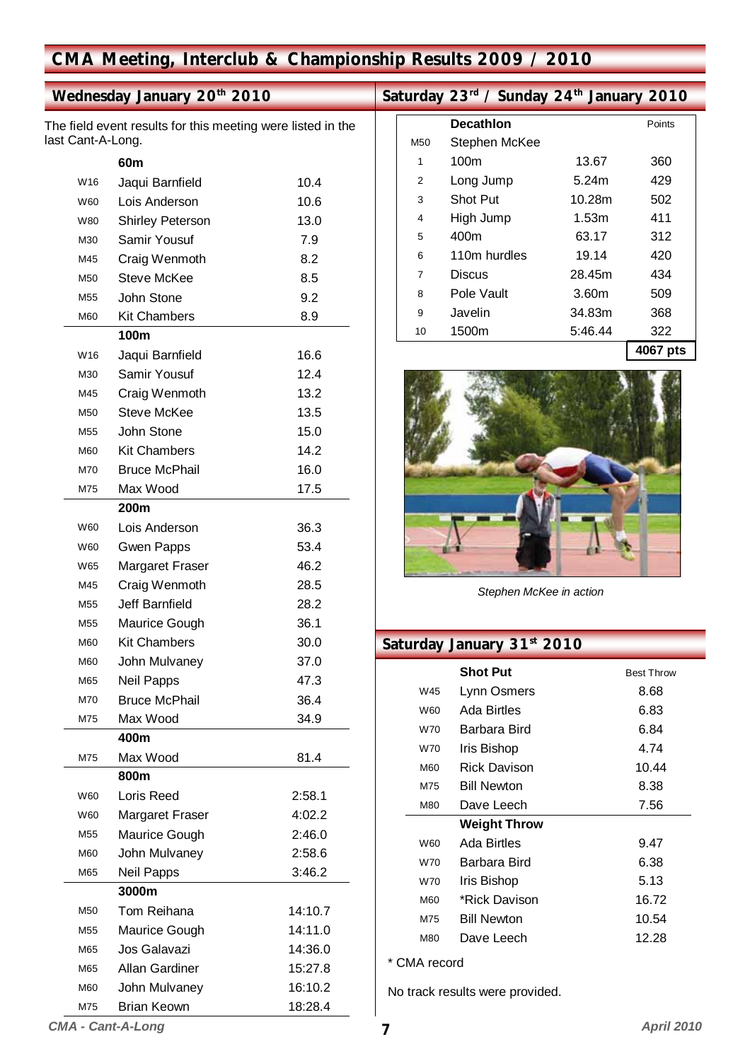# CMA Meeting, Interclub & Championship Results 2009 / 2010

## Wednesday January 20th 2010

The field event results for this meeting were listed in the last Cant-A-Long.

| | **60m** | |
|---|---|---|
| W16 | Jaqui Barnfield | 10.4 |
| W60 | Lois Anderson | 10.6 |
| W80 | Shirley Peterson | 13.0 |
| M30 | Samir Yousuf | 7.9 |
| M45 | Craig Wenmoth | 8.2 |
| M50 | Steve McKee | 8.5 |
| M55 | John Stone | 9.2 |
| M60 | Kit Chambers | 8.9 |

| | **100m** | |
|---|---|---|
| W16 | Jaqui Barnfield | 16.6 |
| M30 | Samir Yousuf | 12.4 |
| M45 | Craig Wenmoth | 13.2 |
| M50 | Steve McKee | 13.5 |
| M55 | John Stone | 15.0 |
| M60 | Kit Chambers | 14.2 |
| M70 | Bruce McPhail | 16.0 |
| M75 | Max Wood | 17.5 |

| | **200m** | |
|---|---|---|
| W60 | Lois Anderson | 36.3 |
| W60 | Gwen Papps | 53.4 |
| W65 | Margaret Fraser | 46.2 |
| M45 | Craig Wenmoth | 28.5 |
| M55 | Jeff Barnfield | 28.2 |
| M55 | Maurice Gough | 36.1 |
| M60 | Kit Chambers | 30.0 |
| M60 | John Mulvaney | 37.0 |
| M65 | Neil Papps | 47.3 |
| M70 | Bruce McPhail | 36.4 |
| M75 | Max Wood | 34.9 |

| | **400m** | |
|---|---|---|
| M75 | Max Wood | 81.4 |

| | **800m** | |
|---|---|---|
| W60 | Loris Reed | 2:58.1 |
| W60 | Margaret Fraser | 4:02.2 |
| M55 | Maurice Gough | 2:46.0 |
| M60 | John Mulvaney | 2:58.6 |
| M65 | Neil Papps | 3:46.2 |

| | **3000m** | |
|---|---|---|
| M50 | Tom Reihana | 14:10.7 |
| M55 | Maurice Gough | 14:11.0 |
| M65 | Jos Galavazi | 14:36.0 |
| M65 | Allan Gardiner | 15:27.8 |
| M60 | John Mulvaney | 16:10.2 |
| M75 | Brian Keown | 18:28.4 |

## Saturday 23rd / Sunday 24th January 2010

| | **Decathlon** | | Points |
|---|---|---|---|
| M50 | Stephen McKee | | |
| 1 | 100m | 13.67 | 360 |
| 2 | Long Jump | 5.24m | 429 |
| 3 | Shot Put | 10.28m | 502 |
| 4 | High Jump | 1.53m | 411 |
| 5 | 400m | 63.17 | 312 |
| 6 | 110m hurdles | 19.14 | 420 |
| 7 | Discus | 28.45m | 434 |
| 8 | Pole Vault | 3.60m | 509 |
| 9 | Javelin | 34.83m | 368 |
| 10 | 1500m | 5:46.44 | 322 |
| | | | **4067 pts** |

*Stephen McKee in action*

## Saturday January 31st 2010

| | **Shot Put** | Best Throw |
|---|---|---|
| W45 | Lynn Osmers | 8.68 |
| W60 | Ada Birtles | 6.83 |
| W70 | Barbara Bird | 6.84 |
| W70 | Iris Bishop | 4.74 |
| M60 | Rick Davison | 10.44 |
| M75 | Bill Newton | 8.38 |
| M80 | Dave Leech | 7.56 |

| | **Weight Throw** | |
|---|---|---|
| W60 | Ada Birtles | 9.47 |
| W70 | Barbara Bird | 6.38 |
| W70 | Iris Bishop | 5.13 |
| M60 | *Rick Davison | 16.72 |
| M75 | Bill Newton | 10.54 |
| M80 | Dave Leech | 12.28 |

* CMA record

No track results were provided.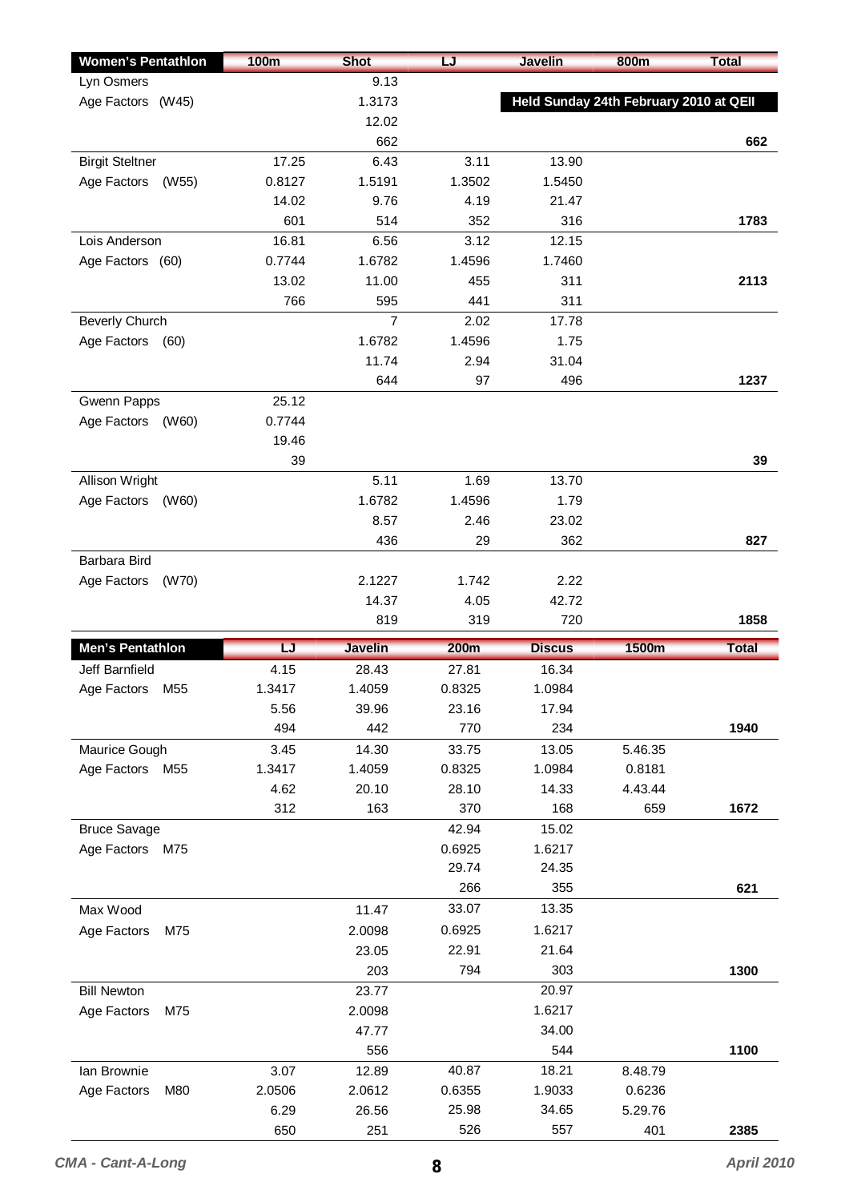| Women's Pentathlon | 100m | Shot | LJ | Javelin | 800m | Total |
|---|---|---|---|---|---|---|
| Lyn Osmers | | 9.13 | | | | |
| Age Factors (W45) | | 1.3173 | | Held Sunday 24th February 2010 at QEII | | |
| | | 12.02 | | | | |
| | | 662 | | | | 662 |
| Birgit Steltner | 17.25 | 6.43 | 3.11 | 13.90 | | |
| Age Factors (W55) | 0.8127 | 1.5191 | 1.3502 | 1.5450 | | |
| | 14.02 | 9.76 | 4.19 | 21.47 | | |
| | 601 | 514 | 352 | 316 | | 1783 |
| Lois Anderson | 16.81 | 6.56 | 3.12 | 12.15 | | |
| Age Factors (60) | 0.7744 | 1.6782 | 1.4596 | 1.7460 | | |
| | 13.02 | 11.00 | 455 | 311 | | 2113 |
| | 766 | 595 | 441 | 311 | | |
| Beverly Church | | 7 | 2.02 | 17.78 | | |
| Age Factors (60) | | 1.6782 | 1.4596 | 1.75 | | |
| | | 11.74 | 2.94 | 31.04 | | |
| | | 644 | 97 | 496 | | 1237 |
| Gwenn Papps | 25.12 | | | | | |
| Age Factors (W60) | 0.7744 | | | | | |
| | 19.46 | | | | | |
| | 39 | | | | | 39 |
| Allison Wright | | 5.11 | 1.69 | 13.70 | | |
| Age Factors (W60) | | 1.6782 | 1.4596 | 1.79 | | |
| | | 8.57 | 2.46 | 23.02 | | |
| | | 436 | 29 | 362 | | 827 |
| Barbara Bird | | | | | | |
| Age Factors (W70) | | 2.1227 | 1.742 | 2.22 | | |
| | | 14.37 | 4.05 | 42.72 | | |
| | | 819 | 319 | 720 | | 1858 |

| Men's Pentathlon | LJ | Javelin | 200m | Discus | 1500m | Total |
|---|---|---|---|---|---|---|
| Jeff Barnfield | 4.15 | 28.43 | 27.81 | 16.34 | | |
| Age Factors M55 | 1.3417 | 1.4059 | 0.8325 | 1.0984 | | |
| | 5.56 | 39.96 | 23.16 | 17.94 | | |
| | 494 | 442 | 770 | 234 | | 1940 |
| Maurice Gough | 3.45 | 14.30 | 33.75 | 13.05 | 5.46.35 | |
| Age Factors M55 | 1.3417 | 1.4059 | 0.8325 | 1.0984 | 0.8181 | |
| | 4.62 | 20.10 | 28.10 | 14.33 | 4.43.44 | |
| | 312 | 163 | 370 | 168 | 659 | 1672 |
| Bruce Savage | | | 42.94 | 15.02 | | |
| Age Factors M75 | | | 0.6925 | 1.6217 | | |
| | | | 29.74 | 24.35 | | |
| | | | 266 | 355 | | 621 |
| Max Wood | | 11.47 | 33.07 | 13.35 | | |
| Age Factors M75 | | 2.0098 | 0.6925 | 1.6217 | | |
| | | 23.05 | 22.91 | 21.64 | | |
| | | 203 | 794 | 303 | | 1300 |
| Bill Newton | | 23.77 | | 20.97 | | |
| Age Factors M75 | | 2.0098 | | 1.6217 | | |
| | | 47.77 | | 34.00 | | |
| | | 556 | | 544 | | 1100 |
| Ian Brownie | 3.07 | 12.89 | 40.87 | 18.21 | 8.48.79 | |
| Age Factors M80 | 2.0506 | 2.0612 | 0.6355 | 1.9033 | 0.6236 | |
| | 6.29 | 26.56 | 25.98 | 34.65 | 5.29.76 | |
| | 650 | 251 | 526 | 557 | 401 | 2385 |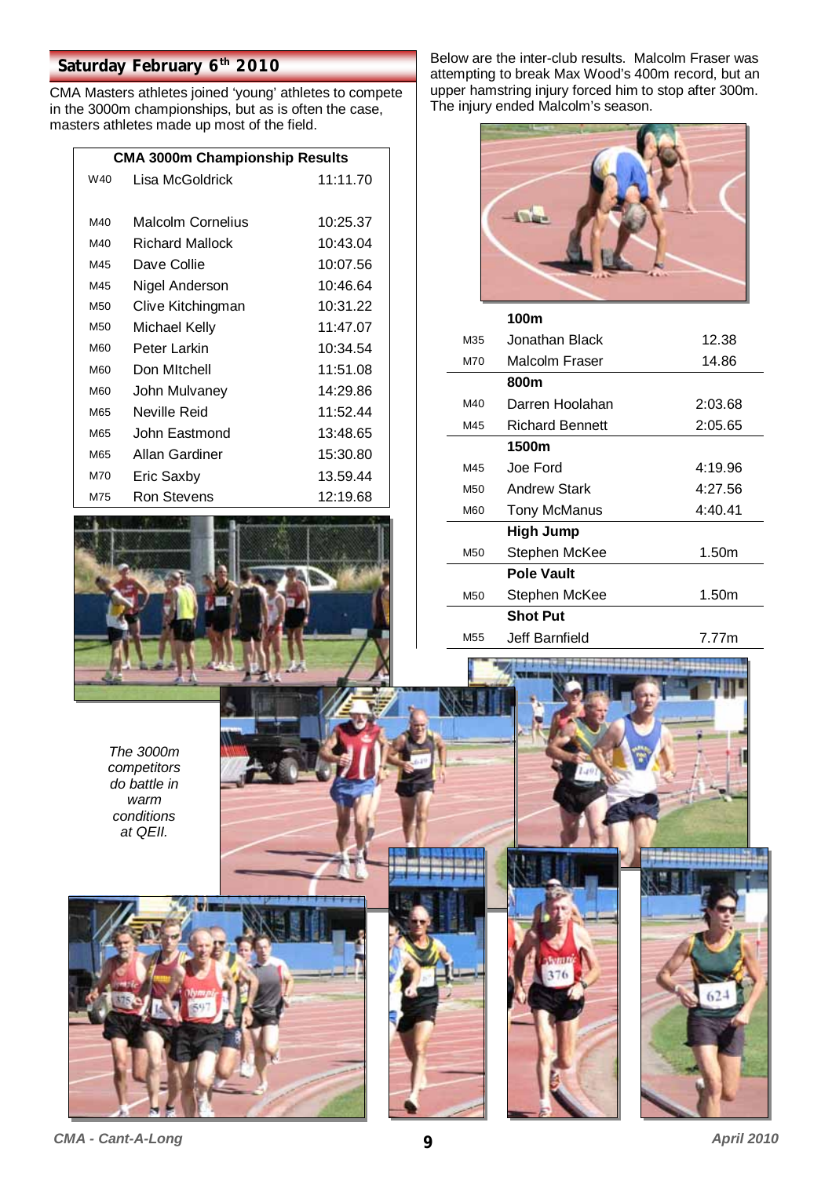## Saturday February 6th 2010

CMA Masters athletes joined 'young' athletes to compete in the 3000m championships, but as is often the case, masters athletes made up most of the field.

| CMA 3000m Championship Results | | |
|---|---|---|
| W40 | Lisa McGoldrick | 11:11.70 |
| | | |
| M40 | Malcolm Cornelius | 10:25.37 |
| M40 | Richard Mallock | 10:43.04 |
| M45 | Dave Collie | 10:07.56 |
| M45 | Nigel Anderson | 10:46.64 |
| M50 | Clive Kitchingman | 10:31.22 |
| M50 | Michael Kelly | 11:47.07 |
| M60 | Peter Larkin | 10:34.54 |
| M60 | Don MItchell | 11:51.08 |
| M60 | John Mulvaney | 14:29.86 |
| M65 | Neville Reid | 11:52.44 |
| M65 | John Eastmond | 13:48.65 |
| M65 | Allan Gardiner | 15:30.80 |
| M70 | Eric Saxby | 13.59.44 |
| M75 | Ron Stevens | 12:19.68 |

*The 3000m competitors do battle in warm conditions at QEII.*

Below are the inter-club results. Malcolm Fraser was attempting to break Max Wood's 400m record, but an upper hamstring injury forced him to stop after 300m. The injury ended Malcolm's season.

| | **100m** | |
|---|---|---|
| M35 | Jonathan Black | 12.38 |
| M70 | Malcolm Fraser | 14.86 |
| | **800m** | |
| M40 | Darren Hoolahan | 2:03.68 |
| M45 | Richard Bennett | 2:05.65 |
| | **1500m** | |
| M45 | Joe Ford | 4:19.96 |
| M50 | Andrew Stark | 4:27.56 |
| M60 | Tony McManus | 4:40.41 |
| | **High Jump** | |
| M50 | Stephen McKee | 1.50m |
| | **Pole Vault** | |
| M50 | Stephen McKee | 1.50m |
| | **Shot Put** | |
| M55 | Jeff Barnfield | 7.77m |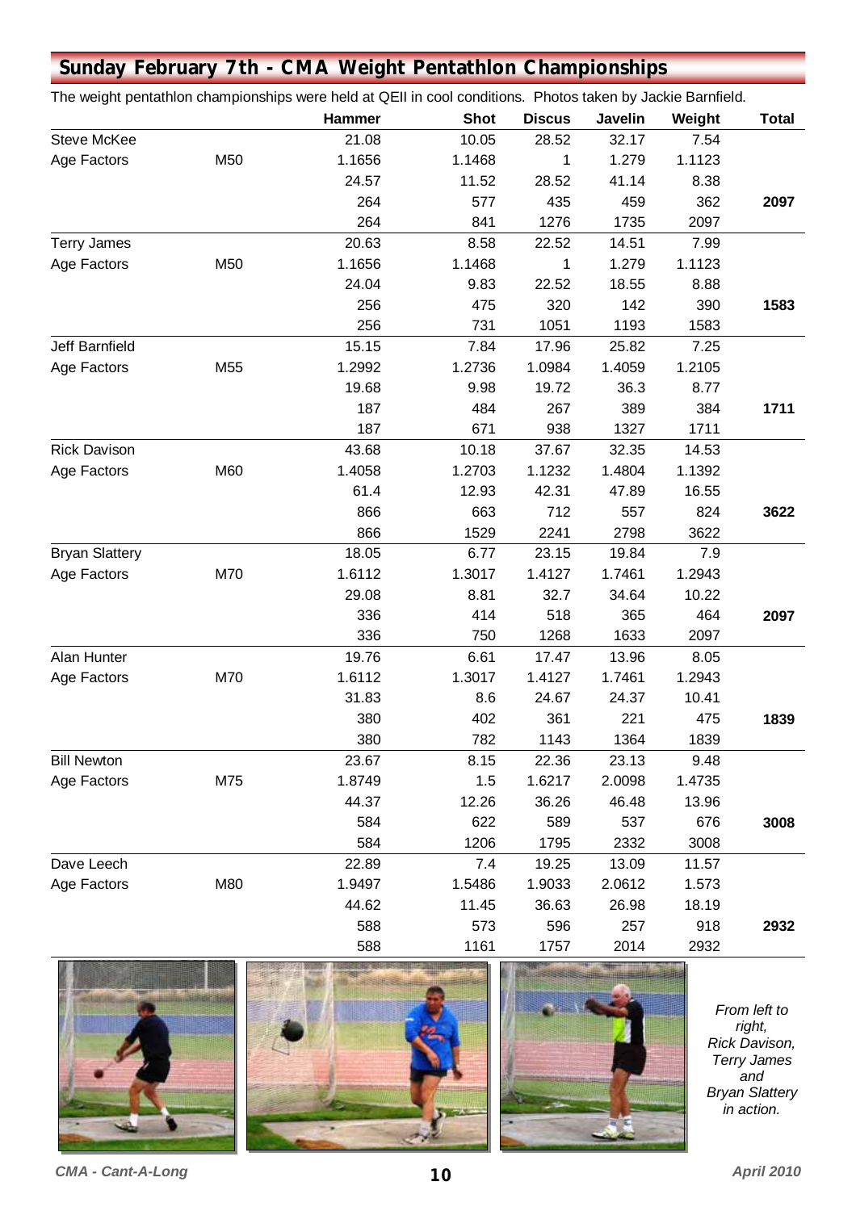## Sunday February 7th - CMA Weight Pentathlon Championships

The weight pentathlon championships were held at QEII in cool conditions. Photos taken by Jackie Barnfield.

| | | Hammer | Shot | Discus | Javelin | Weight | Total |
|---|---|---|---|---|---|---|---|
| Steve McKee | | 21.08 | 10.05 | 28.52 | 32.17 | 7.54 | |
| Age Factors | M50 | 1.1656 | 1.1468 | 1 | 1.279 | 1.1123 | |
| | | 24.57 | 11.52 | 28.52 | 41.14 | 8.38 | |
| | | 264 | 577 | 435 | 459 | 362 | **2097** |
| | | 264 | 841 | 1276 | 1735 | 2097 | |
| Terry James | | 20.63 | 8.58 | 22.52 | 14.51 | 7.99 | |
| Age Factors | M50 | 1.1656 | 1.1468 | 1 | 1.279 | 1.1123 | |
| | | 24.04 | 9.83 | 22.52 | 18.55 | 8.88 | |
| | | 256 | 475 | 320 | 142 | 390 | **1583** |
| | | 256 | 731 | 1051 | 1193 | 1583 | |
| Jeff Barnfield | | 15.15 | 7.84 | 17.96 | 25.82 | 7.25 | |
| Age Factors | M55 | 1.2992 | 1.2736 | 1.0984 | 1.4059 | 1.2105 | |
| | | 19.68 | 9.98 | 19.72 | 36.3 | 8.77 | |
| | | 187 | 484 | 267 | 389 | 384 | **1711** |
| | | 187 | 671 | 938 | 1327 | 1711 | |
| Rick Davison | | 43.68 | 10.18 | 37.67 | 32.35 | 14.53 | |
| Age Factors | M60 | 1.4058 | 1.2703 | 1.1232 | 1.4804 | 1.1392 | |
| | | 61.4 | 12.93 | 42.31 | 47.89 | 16.55 | |
| | | 866 | 663 | 712 | 557 | 824 | **3622** |
| | | 866 | 1529 | 2241 | 2798 | 3622 | |
| Bryan Slattery | | 18.05 | 6.77 | 23.15 | 19.84 | 7.9 | |
| Age Factors | M70 | 1.6112 | 1.3017 | 1.4127 | 1.7461 | 1.2943 | |
| | | 29.08 | 8.81 | 32.7 | 34.64 | 10.22 | |
| | | 336 | 414 | 518 | 365 | 464 | **2097** |
| | | 336 | 750 | 1268 | 1633 | 2097 | |
| Alan Hunter | | 19.76 | 6.61 | 17.47 | 13.96 | 8.05 | |
| Age Factors | M70 | 1.6112 | 1.3017 | 1.4127 | 1.7461 | 1.2943 | |
| | | 31.83 | 8.6 | 24.67 | 24.37 | 10.41 | |
| | | 380 | 402 | 361 | 221 | 475 | **1839** |
| | | 380 | 782 | 1143 | 1364 | 1839 | |
| Bill Newton | | 23.67 | 8.15 | 22.36 | 23.13 | 9.48 | |
| Age Factors | M75 | 1.8749 | 1.5 | 1.6217 | 2.0098 | 1.4735 | |
| | | 44.37 | 12.26 | 36.26 | 46.48 | 13.96 | |
| | | 584 | 622 | 589 | 537 | 676 | **3008** |
| | | 584 | 1206 | 1795 | 2332 | 3008 | |
| Dave Leech | | 22.89 | 7.4 | 19.25 | 13.09 | 11.57 | |
| Age Factors | M80 | 1.9497 | 1.5486 | 1.9033 | 2.0612 | 1.573 | |
| | | 44.62 | 11.45 | 36.63 | 26.98 | 18.19 | |
| | | 588 | 573 | 596 | 257 | 918 | **2932** |
| | | 588 | 1161 | 1757 | 2014 | 2932 | |

*From left to right, Rick Davison, Terry James and Bryan Slattery in action.*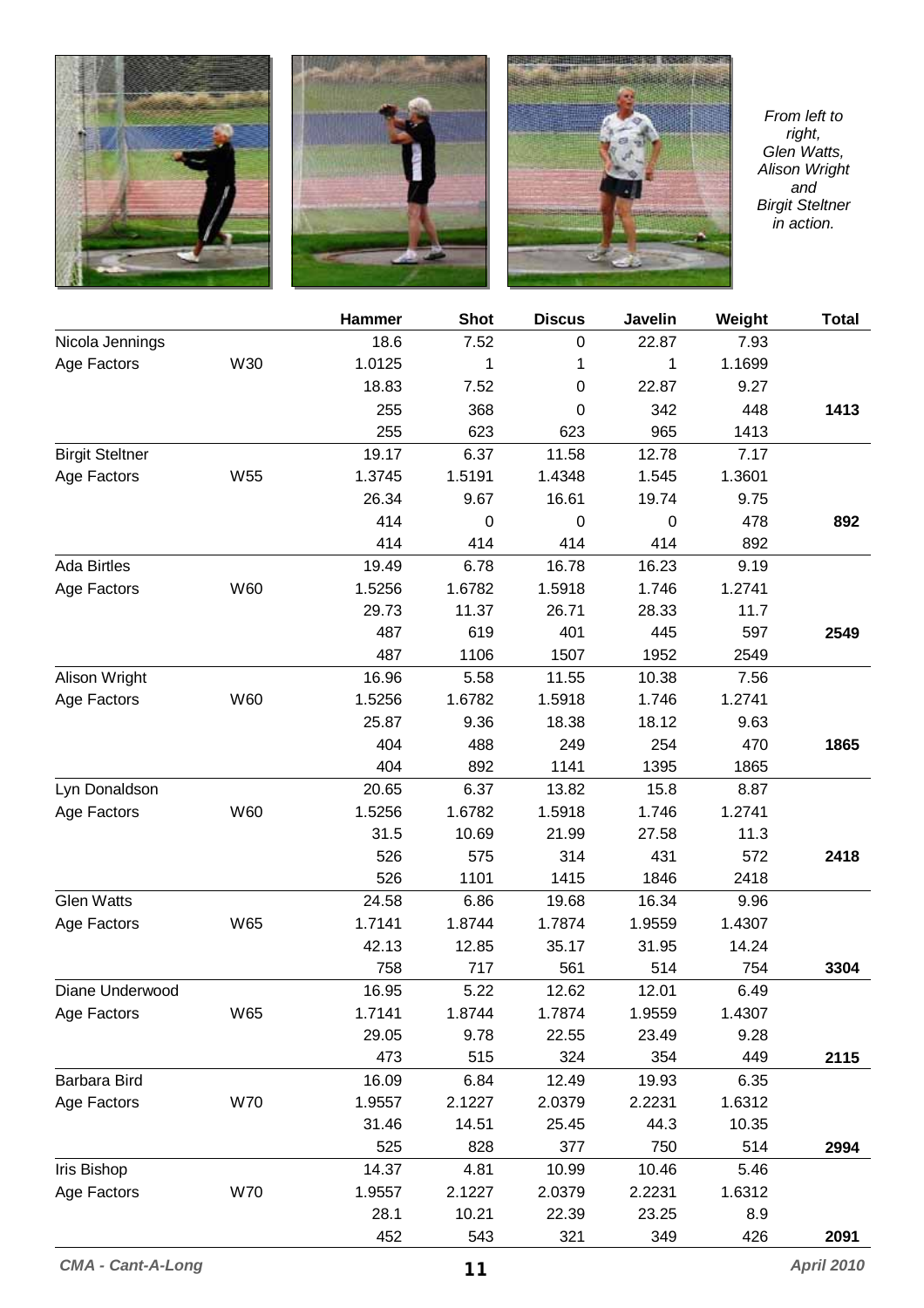From left to right, Glen Watts, Alison Wright and Birgit Steltner in action.

| | | Hammer | Shot | Discus | Javelin | Weight | Total |
|---|---|---|---|---|---|---|---|
| Nicola Jennings | | 18.6 | 7.52 | 0 | 22.87 | 7.93 | |
| Age Factors | W30 | 1.0125 | 1 | 1 | 1 | 1.1699 | |
| | | 18.83 | 7.52 | 0 | 22.87 | 9.27 | |
| | | 255 | 368 | 0 | 342 | 448 | **1413** |
| | | 255 | 623 | 623 | 965 | 1413 | |
| Birgit Steltner | | 19.17 | 6.37 | 11.58 | 12.78 | 7.17 | |
| Age Factors | W55 | 1.3745 | 1.5191 | 1.4348 | 1.545 | 1.3601 | |
| | | 26.34 | 9.67 | 16.61 | 19.74 | 9.75 | |
| | | 414 | 0 | 0 | 0 | 478 | **892** |
| | | 414 | 414 | 414 | 414 | 892 | |
| Ada Birtles | | 19.49 | 6.78 | 16.78 | 16.23 | 9.19 | |
| Age Factors | W60 | 1.5256 | 1.6782 | 1.5918 | 1.746 | 1.2741 | |
| | | 29.73 | 11.37 | 26.71 | 28.33 | 11.7 | |
| | | 487 | 619 | 401 | 445 | 597 | **2549** |
| | | 487 | 1106 | 1507 | 1952 | 2549 | |
| Alison Wright | | 16.96 | 5.58 | 11.55 | 10.38 | 7.56 | |
| Age Factors | W60 | 1.5256 | 1.6782 | 1.5918 | 1.746 | 1.2741 | |
| | | 25.87 | 9.36 | 18.38 | 18.12 | 9.63 | |
| | | 404 | 488 | 249 | 254 | 470 | **1865** |
| | | 404 | 892 | 1141 | 1395 | 1865 | |
| Lyn Donaldson | | 20.65 | 6.37 | 13.82 | 15.8 | 8.87 | |
| Age Factors | W60 | 1.5256 | 1.6782 | 1.5918 | 1.746 | 1.2741 | |
| | | 31.5 | 10.69 | 21.99 | 27.58 | 11.3 | |
| | | 526 | 575 | 314 | 431 | 572 | **2418** |
| | | 526 | 1101 | 1415 | 1846 | 2418 | |
| Glen Watts | | 24.58 | 6.86 | 19.68 | 16.34 | 9.96 | |
| Age Factors | W65 | 1.7141 | 1.8744 | 1.7874 | 1.9559 | 1.4307 | |
| | | 42.13 | 12.85 | 35.17 | 31.95 | 14.24 | |
| | | 758 | 717 | 561 | 514 | 754 | **3304** |
| Diane Underwood | | 16.95 | 5.22 | 12.62 | 12.01 | 6.49 | |
| Age Factors | W65 | 1.7141 | 1.8744 | 1.7874 | 1.9559 | 1.4307 | |
| | | 29.05 | 9.78 | 22.55 | 23.49 | 9.28 | |
| | | 473 | 515 | 324 | 354 | 449 | **2115** |
| Barbara Bird | | 16.09 | 6.84 | 12.49 | 19.93 | 6.35 | |
| Age Factors | W70 | 1.9557 | 2.1227 | 2.0379 | 2.2231 | 1.6312 | |
| | | 31.46 | 14.51 | 25.45 | 44.3 | 10.35 | |
| | | 525 | 828 | 377 | 750 | 514 | **2994** |
| Iris Bishop | | 14.37 | 4.81 | 10.99 | 10.46 | 5.46 | |
| Age Factors | W70 | 1.9557 | 2.1227 | 2.0379 | 2.2231 | 1.6312 | |
| | | 28.1 | 10.21 | 22.39 | 23.25 | 8.9 | |
| | | 452 | 543 | 321 | 349 | 426 | **2091** |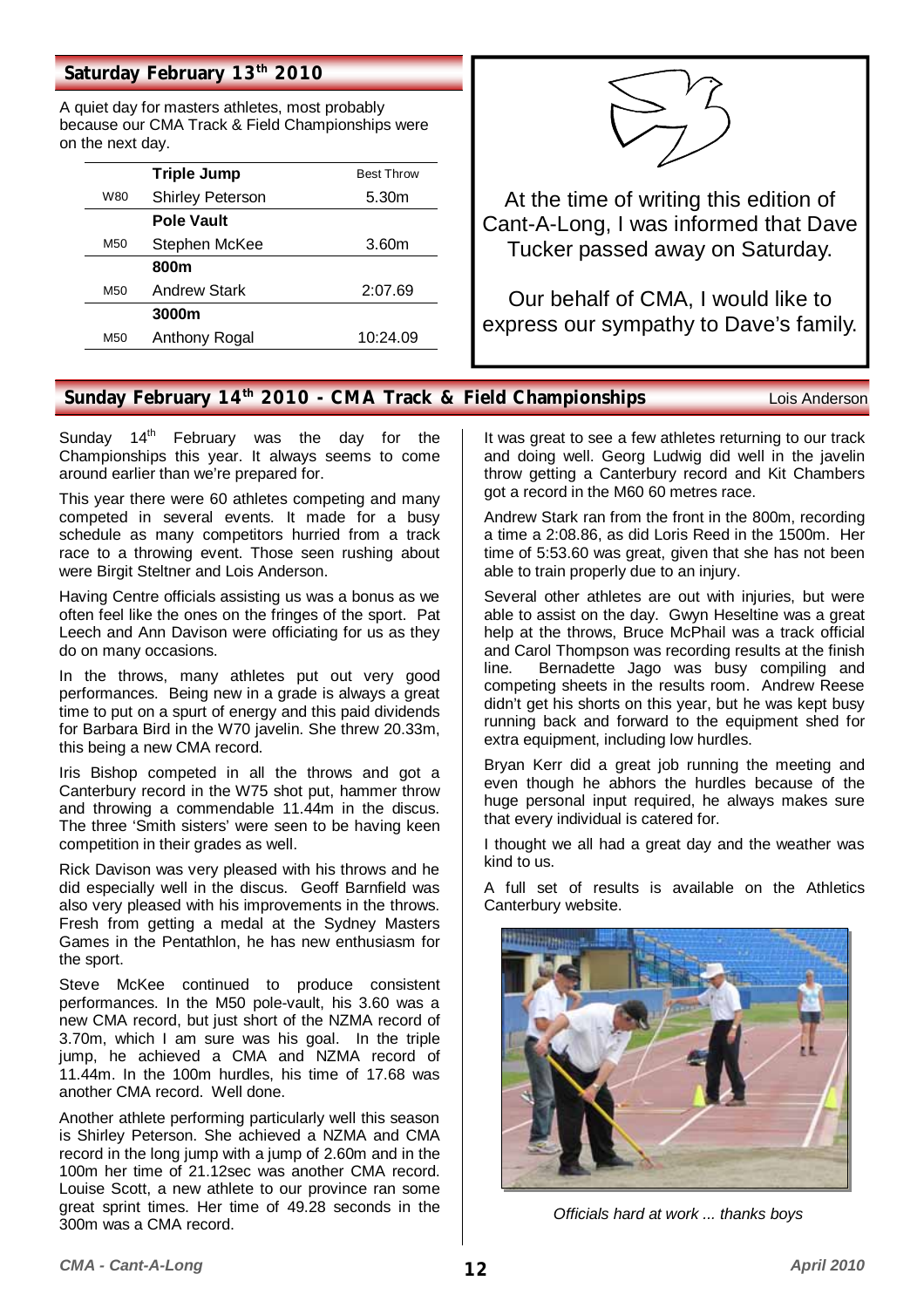## Saturday February 13th 2010

A quiet day for masters athletes, most probably because our CMA Track & Field Championships were on the next day.

| | Triple Jump | Best Throw |
|---|---|---|
| W80 | Shirley Peterson | 5.30m |
| | **Pole Vault** | |
| M50 | Stephen McKee | 3.60m |
| | **800m** | |
| M50 | Andrew Stark | 2:07.69 |
| | **3000m** | |
| M50 | Anthony Rogal | 10:24.09 |

At the time of writing this edition of Cant-A-Long, I was informed that Dave Tucker passed away on Saturday.

Our behalf of CMA, I would like to express our sympathy to Dave's family.

## Sunday February 14th 2010 - CMA Track & Field Championships

Lois Anderson

Sunday 14th February was the day for the Championships this year. It always seems to come around earlier than we're prepared for.

This year there were 60 athletes competing and many competed in several events. It made for a busy schedule as many competitors hurried from a track race to a throwing event. Those seen rushing about were Birgit Steltner and Lois Anderson.

Having Centre officials assisting us was a bonus as we often feel like the ones on the fringes of the sport. Pat Leech and Ann Davison were officiating for us as they do on many occasions.

In the throws, many athletes put out very good performances. Being new in a grade is always a great time to put on a spurt of energy and this paid dividends for Barbara Bird in the W70 javelin. She threw 20.33m, this being a new CMA record.

Iris Bishop competed in all the throws and got a Canterbury record in the W75 shot put, hammer throw and throwing a commendable 11.44m in the discus. The three 'Smith sisters' were seen to be having keen competition in their grades as well.

Rick Davison was very pleased with his throws and he did especially well in the discus. Geoff Barnfield was also very pleased with his improvements in the throws. Fresh from getting a medal at the Sydney Masters Games in the Pentathlon, he has new enthusiasm for the sport.

Steve McKee continued to produce consistent performances. In the M50 pole-vault, his 3.60 was a new CMA record, but just short of the NZMA record of 3.70m, which I am sure was his goal. In the triple jump, he achieved a CMA and NZMA record of 11.44m. In the 100m hurdles, his time of 17.68 was another CMA record. Well done.

Another athlete performing particularly well this season is Shirley Peterson. She achieved a NZMA and CMA record in the long jump with a jump of 2.60m and in the 100m her time of 21.12sec was another CMA record. Louise Scott, a new athlete to our province ran some great sprint times. Her time of 49.28 seconds in the 300m was a CMA record.

It was great to see a few athletes returning to our track and doing well. Georg Ludwig did well in the javelin throw getting a Canterbury record and Kit Chambers got a record in the M60 60 metres race.

Andrew Stark ran from the front in the 800m, recording a time a 2:08.86, as did Loris Reed in the 1500m. Her time of 5:53.60 was great, given that she has not been able to train properly due to an injury.

Several other athletes are out with injuries, but were able to assist on the day. Gwyn Heseltine was a great help at the throws, Bruce McPhail was a track official and Carol Thompson was recording results at the finish line. Bernadette Jago was busy compiling and competing sheets in the results room. Andrew Reese didn't get his shorts on this year, but he was kept busy running back and forward to the equipment shed for extra equipment, including low hurdles.

Bryan Kerr did a great job running the meeting and even though he abhors the hurdles because of the huge personal input required, he always makes sure that every individual is catered for.

I thought we all had a great day and the weather was kind to us.

A full set of results is available on the Athletics Canterbury website.

*Officials hard at work ... thanks boys*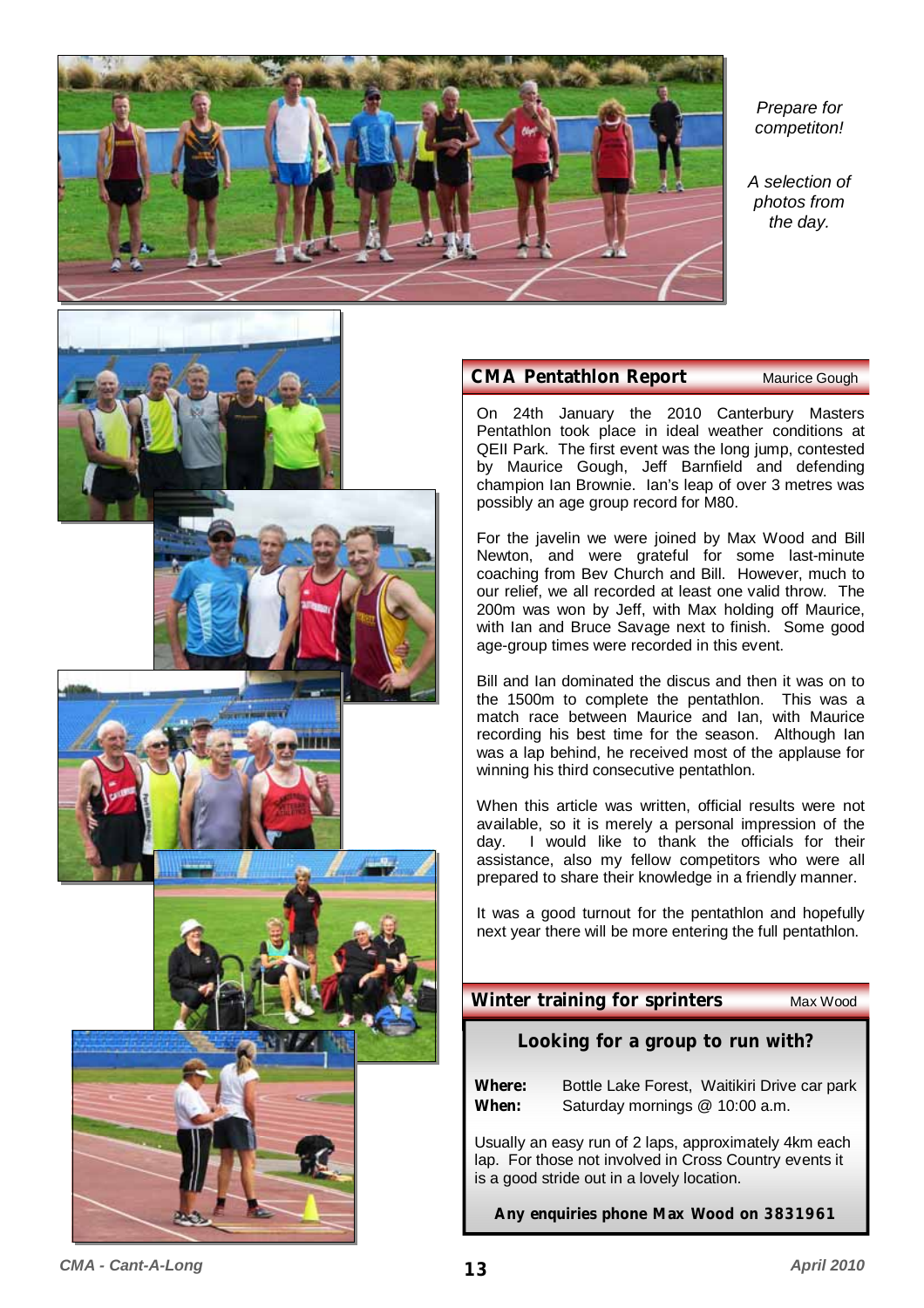*Prepare for competiton!*

*A selection of photos from the day.*

## CMA Pentathlon Report

Maurice Gough

On 24th January the 2010 Canterbury Masters Pentathlon took place in ideal weather conditions at QEII Park. The first event was the long jump, contested by Maurice Gough, Jeff Barnfield and defending champion Ian Brownie. Ian's leap of over 3 metres was possibly an age group record for M80.

For the javelin we were joined by Max Wood and Bill Newton, and were grateful for some last-minute coaching from Bev Church and Bill. However, much to our relief, we all recorded at least one valid throw. The 200m was won by Jeff, with Max holding off Maurice, with Ian and Bruce Savage next to finish. Some good age-group times were recorded in this event.

Bill and Ian dominated the discus and then it was on to the 1500m to complete the pentathlon. This was a match race between Maurice and Ian, with Maurice recording his best time for the season. Although Ian was a lap behind, he received most of the applause for winning his third consecutive pentathlon.

When this article was written, official results were not available, so it is merely a personal impression of the day. I would like to thank the officials for their assistance, also my fellow competitors who were all prepared to share their knowledge in a friendly manner.

It was a good turnout for the pentathlon and hopefully next year there will be more entering the full pentathlon.

## Winter training for sprinters

Max Wood

**Looking for a group to run with?**

**Where:** Bottle Lake Forest, Waitikiri Drive car park
**When:** Saturday mornings @ 10:00 a.m.

Usually an easy run of 2 laps, approximately 4km each lap. For those not involved in Cross Country events it is a good stride out in a lovely location.

**Any enquiries phone Max Wood on 3831961**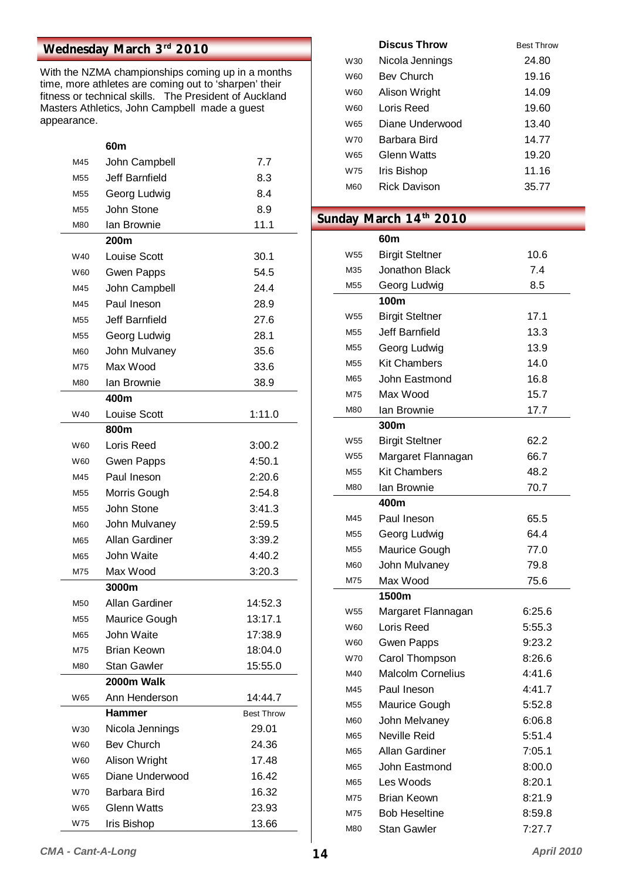## Wednesday March 3rd 2010

With the NZMA championships coming up in a months time, more athletes are coming out to 'sharpen' their fitness or technical skills. The President of Auckland Masters Athletics, John Campbell made a guest appearance.

| | **60m** | |
|---|---|---|
| M45 | John Campbell | 7.7 |
| M55 | Jeff Barnfield | 8.3 |
| M55 | Georg Ludwig | 8.4 |
| M55 | John Stone | 8.9 |
| M80 | Ian Brownie | 11.1 |
| | **200m** | |
| W40 | Louise Scott | 30.1 |
| W60 | Gwen Papps | 54.5 |
| M45 | John Campbell | 24.4 |
| M45 | Paul Ineson | 28.9 |
| M55 | Jeff Barnfield | 27.6 |
| M55 | Georg Ludwig | 28.1 |
| M60 | John Mulvaney | 35.6 |
| M75 | Max Wood | 33.6 |
| M80 | Ian Brownie | 38.9 |
| | **400m** | |
| W40 | Louise Scott | 1:11.0 |
| | **800m** | |
| W60 | Loris Reed | 3:00.2 |
| W60 | Gwen Papps | 4:50.1 |
| M45 | Paul Ineson | 2:20.6 |
| M55 | Morris Gough | 2:54.8 |
| M55 | John Stone | 3:41.3 |
| M60 | John Mulvaney | 2:59.5 |
| M65 | Allan Gardiner | 3:39.2 |
| M65 | John Waite | 4:40.2 |
| M75 | Max Wood | 3:20.3 |
| | **3000m** | |
| M50 | Allan Gardiner | 14:52.3 |
| M55 | Maurice Gough | 13:17.1 |
| M65 | John Waite | 17:38.9 |
| M75 | Brian Keown | 18:04.0 |
| M80 | Stan Gawler | 15:55.0 |
| | **2000m Walk** | |
| W65 | Ann Henderson | 14:44.7 |
| | **Hammer** | Best Throw |
| W30 | Nicola Jennings | 29.01 |
| W60 | Bev Church | 24.36 |
| W60 | Alison Wright | 17.48 |
| W65 | Diane Underwood | 16.42 |
| W70 | Barbara Bird | 16.32 |
| W65 | Glenn Watts | 23.93 |
| W75 | Iris Bishop | 13.66 |
| | **Discus Throw** | Best Throw |
| W30 | Nicola Jennings | 24.80 |
| W60 | Bev Church | 19.16 |
| W60 | Alison Wright | 14.09 |
| W60 | Loris Reed | 19.60 |
| W65 | Diane Underwood | 13.40 |
| W70 | Barbara Bird | 14.77 |
| W65 | Glenn Watts | 19.20 |
| W75 | Iris Bishop | 11.16 |
| M60 | Rick Davison | 35.77 |

## Sunday March 14th 2010

| | **60m** | |
|---|---|---|
| W55 | Birgit Steltner | 10.6 |
| M35 | Jonathon Black | 7.4 |
| M55 | Georg Ludwig | 8.5 |
| | **100m** | |
| W55 | Birgit Steltner | 17.1 |
| M55 | Jeff Barnfield | 13.3 |
| M55 | Georg Ludwig | 13.9 |
| M55 | Kit Chambers | 14.0 |
| M65 | John Eastmond | 16.8 |
| M75 | Max Wood | 15.7 |
| M80 | Ian Brownie | 17.7 |
| | **300m** | |
| W55 | Birgit Steltner | 62.2 |
| W55 | Margaret Flannagan | 66.7 |
| M55 | Kit Chambers | 48.2 |
| M80 | Ian Brownie | 70.7 |
| | **400m** | |
| M45 | Paul Ineson | 65.5 |
| M55 | Georg Ludwig | 64.4 |
| M55 | Maurice Gough | 77.0 |
| M60 | John Mulvaney | 79.8 |
| M75 | Max Wood | 75.6 |
| | **1500m** | |
| W55 | Margaret Flannagan | 6:25.6 |
| W60 | Loris Reed | 5:55.3 |
| W60 | Gwen Papps | 9:23.2 |
| W70 | Carol Thompson | 8:26.6 |
| M40 | Malcolm Cornelius | 4:41.6 |
| M45 | Paul Ineson | 4:41.7 |
| M55 | Maurice Gough | 5:52.8 |
| M60 | John Melvaney | 6:06.8 |
| M65 | Neville Reid | 5:51.4 |
| M65 | Allan Gardiner | 7:05.1 |
| M65 | John Eastmond | 8:00.0 |
| M65 | Les Woods | 8:20.1 |
| M75 | Brian Keown | 8:21.9 |
| M75 | Bob Heseltine | 8:59.8 |
| M80 | Stan Gawler | 7:27.7 |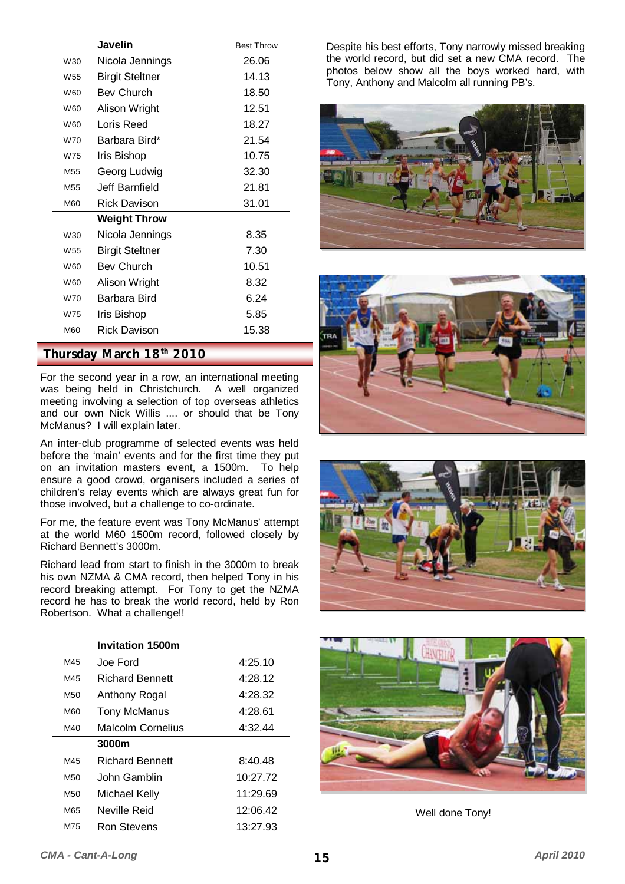| | Javelin | Best Throw |
|---|---|---|
| W30 | Nicola Jennings | 26.06 |
| W55 | Birgit Steltner | 14.13 |
| W60 | Bev Church | 18.50 |
| W60 | Alison Wright | 12.51 |
| W60 | Loris Reed | 18.27 |
| W70 | Barbara Bird* | 21.54 |
| W75 | Iris Bishop | 10.75 |
| M55 | Georg Ludwig | 32.30 |
| M55 | Jeff Barnfield | 21.81 |
| M60 | Rick Davison | 31.01 |
| | **Weight Throw** | |
| W30 | Nicola Jennings | 8.35 |
| W55 | Birgit Steltner | 7.30 |
| W60 | Bev Church | 10.51 |
| W60 | Alison Wright | 8.32 |
| W70 | Barbara Bird | 6.24 |
| W75 | Iris Bishop | 5.85 |
| M60 | Rick Davison | 15.38 |

## Thursday March 18th 2010

For the second year in a row, an international meeting was being held in Christchurch. A well organized meeting involving a selection of top overseas athletics and our own Nick Willis .... or should that be Tony McManus? I will explain later.

An inter-club programme of selected events was held before the 'main' events and for the first time they put on an invitation masters event, a 1500m. To help ensure a good crowd, organisers included a series of children's relay events which are always great fun for those involved, but a challenge to co-ordinate.

For me, the feature event was Tony McManus' attempt at the world M60 1500m record, followed closely by Richard Bennett's 3000m.

Richard lead from start to finish in the 3000m to break his own NZMA & CMA record, then helped Tony in his record breaking attempt. For Tony to get the NZMA record he has to break the world record, held by Ron Robertson. What a challenge!!

| | Invitation 1500m | |
|---|---|---|
| M45 | Joe Ford | 4:25.10 |
| M45 | Richard Bennett | 4:28.12 |
| M50 | Anthony Rogal | 4:28.32 |
| M60 | Tony McManus | 4:28.61 |
| M40 | Malcolm Cornelius | 4:32.44 |
| | **3000m** | |
| M45 | Richard Bennett | 8:40.48 |
| M50 | John Gamblin | 10:27.72 |
| M50 | Michael Kelly | 11:29.69 |
| M65 | Neville Reid | 12:06.42 |
| M75 | Ron Stevens | 13:27.93 |

Despite his best efforts, Tony narrowly missed breaking the world record, but did set a new CMA record. The photos below show all the boys worked hard, with Tony, Anthony and Malcolm all running PB's.

Well done Tony!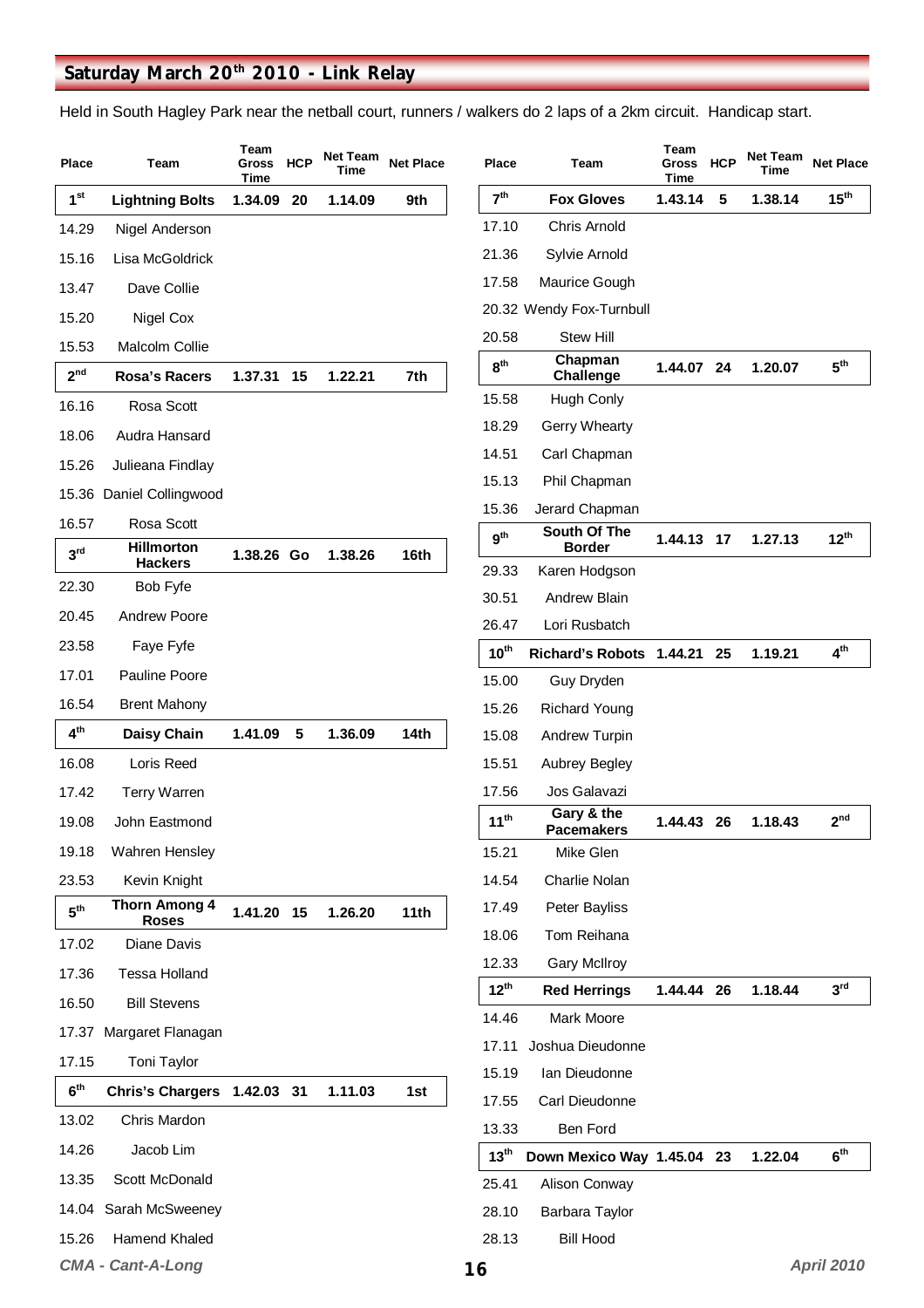## Saturday March 20th 2010 - Link Relay

Held in South Hagley Park near the netball court, runners / walkers do 2 laps of a 2km circuit. Handicap start.

| Place | Team | Team Gross Time | HCP | Net Team Time | Net Place |
|---|---|---|---|---|---|
| **1st** | **Lightning Bolts** | **1.34.09** | **20** | **1.14.09** | **9th** |
| 14.29 | Nigel Anderson | | | | |
| 15.16 | Lisa McGoldrick | | | | |
| 13.47 | Dave Collie | | | | |
| 15.20 | Nigel Cox | | | | |
| 15.53 | Malcolm Collie | | | | |
| **2nd** | **Rosa's Racers** | **1.37.31** | **15** | **1.22.21** | **7th** |
| 16.16 | Rosa Scott | | | | |
| 18.06 | Audra Hansard | | | | |
| 15.26 | Julieana Findlay | | | | |
| 15.36 | Daniel Collingwood | | | | |
| 16.57 | Rosa Scott | | | | |
| **3rd** | **Hillmorton Hackers** | **1.38.26** | **Go** | **1.38.26** | **16th** |
| 22.30 | Bob Fyfe | | | | |
| 20.45 | Andrew Poore | | | | |
| 23.58 | Faye Fyfe | | | | |
| 17.01 | Pauline Poore | | | | |
| 16.54 | Brent Mahony | | | | |
| **4th** | **Daisy Chain** | **1.41.09** | **5** | **1.36.09** | **14th** |
| 16.08 | Loris Reed | | | | |
| 17.42 | Terry Warren | | | | |
| 19.08 | John Eastmond | | | | |
| 19.18 | Wahren Hensley | | | | |
| 23.53 | Kevin Knight | | | | |
| **5th** | **Thorn Among 4 Roses** | **1.41.20** | **15** | **1.26.20** | **11th** |
| 17.02 | Diane Davis | | | | |
| 17.36 | Tessa Holland | | | | |
| 16.50 | Bill Stevens | | | | |
| 17.37 | Margaret Flanagan | | | | |
| 17.15 | Toni Taylor | | | | |
| **6th** | **Chris's Chargers** | **1.42.03** | **31** | **1.11.03** | **1st** |
| 13.02 | Chris Mardon | | | | |
| 14.26 | Jacob Lim | | | | |
| 13.35 | Scott McDonald | | | | |
| 14.04 | Sarah McSweeney | | | | |
| 15.26 | Hamend Khaled | | | | |
| **7th** | **Fox Gloves** | **1.43.14** | **5** | **1.38.14** | **15th** |
| 17.10 | Chris Arnold | | | | |
| 21.36 | Sylvie Arnold | | | | |
| 17.58 | Maurice Gough | | | | |
| 20.32 | Wendy Fox-Turnbull | | | | |
| 20.58 | Stew Hill | | | | |
| **8th** | **Chapman Challenge** | **1.44.07** | **24** | **1.20.07** | **5th** |
| 15.58 | Hugh Conly | | | | |
| 18.29 | Gerry Whearty | | | | |
| 14.51 | Carl Chapman | | | | |
| 15.13 | Phil Chapman | | | | |
| 15.36 | Jerard Chapman | | | | |
| **9th** | **South Of The Border** | **1.44.13** | **17** | **1.27.13** | **12th** |
| 29.33 | Karen Hodgson | | | | |
| 30.51 | Andrew Blain | | | | |
| 26.47 | Lori Rusbatch | | | | |
| **10th** | **Richard's Robots** | **1.44.21** | **25** | **1.19.21** | **4th** |
| 15.00 | Guy Dryden | | | | |
| 15.26 | Richard Young | | | | |
| 15.08 | Andrew Turpin | | | | |
| 15.51 | Aubrey Begley | | | | |
| 17.56 | Jos Galavazi | | | | |
| **11th** | **Gary & the Pacemakers** | **1.44.43** | **26** | **1.18.43** | **2nd** |
| 15.21 | Mike Glen | | | | |
| 14.54 | Charlie Nolan | | | | |
| 17.49 | Peter Bayliss | | | | |
| 18.06 | Tom Reihana | | | | |
| 12.33 | Gary McIlroy | | | | |
| **12th** | **Red Herrings** | **1.44.44** | **26** | **1.18.44** | **3rd** |
| 14.46 | Mark Moore | | | | |
| 17.11 | Joshua Dieudonne | | | | |
| 15.19 | Ian Dieudonne | | | | |
| 17.55 | Carl Dieudonne | | | | |
| 13.33 | Ben Ford | | | | |
| **13th** | **Down Mexico Way** | **1.45.04** | **23** | **1.22.04** | **6th** |
| 25.41 | Alison Conway | | | | |
| 28.10 | Barbara Taylor | | | | |
| 28.13 | Bill Hood | | | | |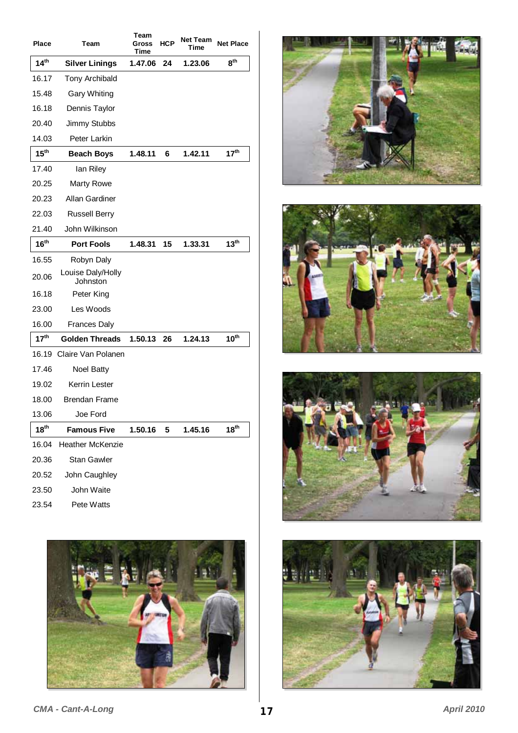| Place | Team | Team Gross Time | HCP | Net Team Time | Net Place |
|---|---|---|---|---|---|
| **14th** | **Silver Linings** | **1.47.06** | **24** | **1.23.06** | **8th** |
| 16.17 | Tony Archibald | | | | |
| 15.48 | Gary Whiting | | | | |
| 16.18 | Dennis Taylor | | | | |
| 20.40 | Jimmy Stubbs | | | | |
| 14.03 | Peter Larkin | | | | |
| **15th** | **Beach Boys** | **1.48.11** | **6** | **1.42.11** | **17th** |
| 17.40 | Ian Riley | | | | |
| 20.25 | Marty Rowe | | | | |
| 20.23 | Allan Gardiner | | | | |
| 22.03 | Russell Berry | | | | |
| 21.40 | John Wilkinson | | | | |
| **16th** | **Port Fools** | **1.48.31** | **15** | **1.33.31** | **13th** |
| 16.55 | Robyn Daly | | | | |
| 20.06 | Louise Daly/Holly Johnston | | | | |
| 16.18 | Peter King | | | | |
| 23.00 | Les Woods | | | | |
| 16.00 | Frances Daly | | | | |
| **17th** | **Golden Threads** | **1.50.13** | **26** | **1.24.13** | **10th** |
| 16.19 | Claire Van Polanen | | | | |
| 17.46 | Noel Batty | | | | |
| 19.02 | Kerrin Lester | | | | |
| 18.00 | Brendan Frame | | | | |
| 13.06 | Joe Ford | | | | |
| **18th** | **Famous Five** | **1.50.16** | **5** | **1.45.16** | **18th** |
| 16.04 | Heather McKenzie | | | | |
| 20.36 | Stan Gawler | | | | |
| 20.52 | John Caughley | | | | |
| 23.50 | John Waite | | | | |
| 23.54 | Pete Watts | | | | |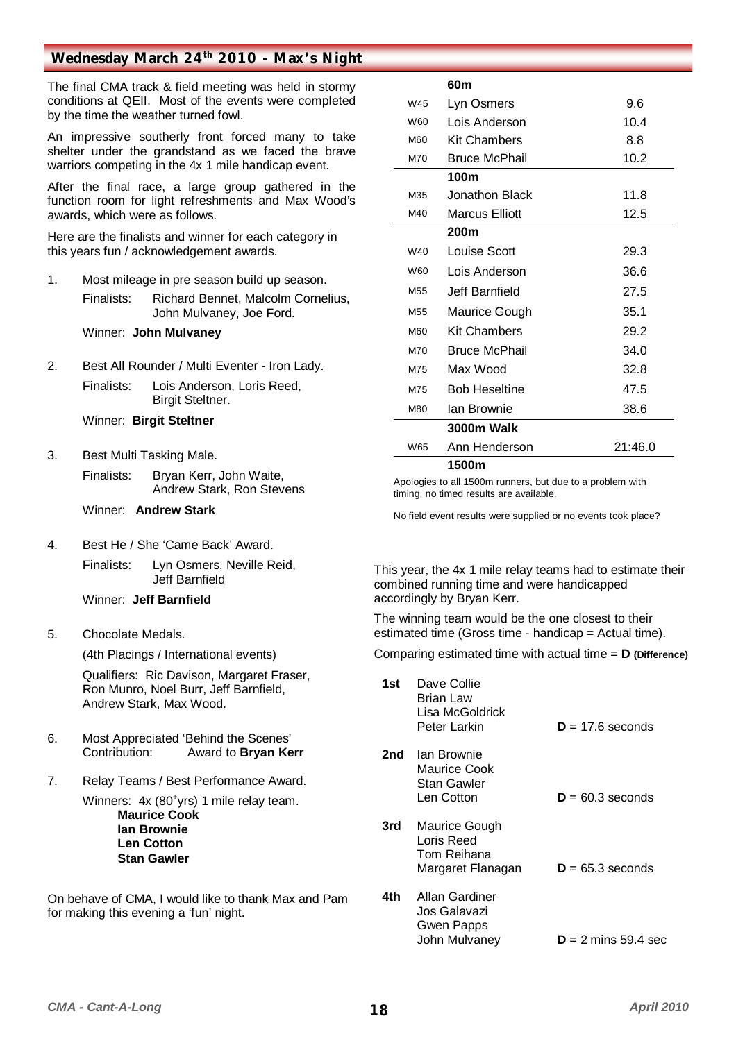## Wednesday March 24th 2010 - Max's Night

The final CMA track & field meeting was held in stormy conditions at QEII. Most of the events were completed by the time the weather turned fowl.

An impressive southerly front forced many to take shelter under the grandstand as we faced the brave warriors competing in the 4x 1 mile handicap event.

After the final race, a large group gathered in the function room for light refreshments and Max Wood's awards, which were as follows.

Here are the finalists and winner for each category in this years fun / acknowledgement awards.

1. Most mileage in pre season build up season.

   Finalists: Richard Bennet, Malcolm Cornelius, John Mulvaney, Joe Ford.

   Winner: **John Mulvaney**

2. Best All Rounder / Multi Eventer - Iron Lady.

   Finalists: Lois Anderson, Loris Reed, Birgit Steltner.

   Winner: **Birgit Steltner**

3. Best Multi Tasking Male.

   Finalists: Bryan Kerr, John Waite, Andrew Stark, Ron Stevens

   Winner: **Andrew Stark**

4. Best He / She 'Came Back' Award.

   Finalists: Lyn Osmers, Neville Reid, Jeff Barnfield

   Winner: **Jeff Barnfield**

5. Chocolate Medals.

   (4th Placings / International events)

   Qualifiers: Ric Davison, Margaret Fraser, Ron Munro, Noel Burr, Jeff Barnfield, Andrew Stark, Max Wood.

6. Most Appreciated 'Behind the Scenes' Contribution: Award to **Bryan Kerr**

7. Relay Teams / Best Performance Award.

   Winners: 4x (80+yrs) 1 mile relay team.

   **Maurice Cook**
   **Ian Brownie**
   **Len Cotton**
   **Stan Gawler**

On behave of CMA, I would like to thank Max and Pam for making this evening a 'fun' night.

| | **60m** | |
|---|---|---|
| W45 | Lyn Osmers | 9.6 |
| W60 | Lois Anderson | 10.4 |
| M60 | Kit Chambers | 8.8 |
| M70 | Bruce McPhail | 10.2 |
| | **100m** | |
| M35 | Jonathon Black | 11.8 |
| M40 | Marcus Elliott | 12.5 |
| | **200m** | |
| W40 | Louise Scott | 29.3 |
| W60 | Lois Anderson | 36.6 |
| M55 | Jeff Barnfield | 27.5 |
| M55 | Maurice Gough | 35.1 |
| M60 | Kit Chambers | 29.2 |
| M70 | Bruce McPhail | 34.0 |
| M75 | Max Wood | 32.8 |
| M75 | Bob Heseltine | 47.5 |
| M80 | Ian Brownie | 38.6 |
| | **3000m Walk** | |
| W65 | Ann Henderson | 21:46.0 |
| | **1500m** | |

Apologies to all 1500m runners, but due to a problem with timing, no timed results are available.

No field event results were supplied or no events took place?

This year, the 4x 1 mile relay teams had to estimate their combined running time and were handicapped accordingly by Bryan Kerr.

The winning team would be the one closest to their estimated time (Gross time - handicap = Actual time).

Comparing estimated time with actual time = **D (Difference)**

| Place | Team | Difference |
|---|---|---|
| **1st** | Dave Collie, Brian Law, Lisa McGoldrick, Peter Larkin | **D** = 17.6 seconds |
| **2nd** | Ian Brownie, Maurice Cook, Stan Gawler, Len Cotton | **D** = 60.3 seconds |
| **3rd** | Maurice Gough, Loris Reed, Tom Reihana, Margaret Flanagan | **D** = 65.3 seconds |
| **4th** | Allan Gardiner, Jos Galavazi, Gwen Papps, John Mulvaney | **D** = 2 mins 59.4 sec |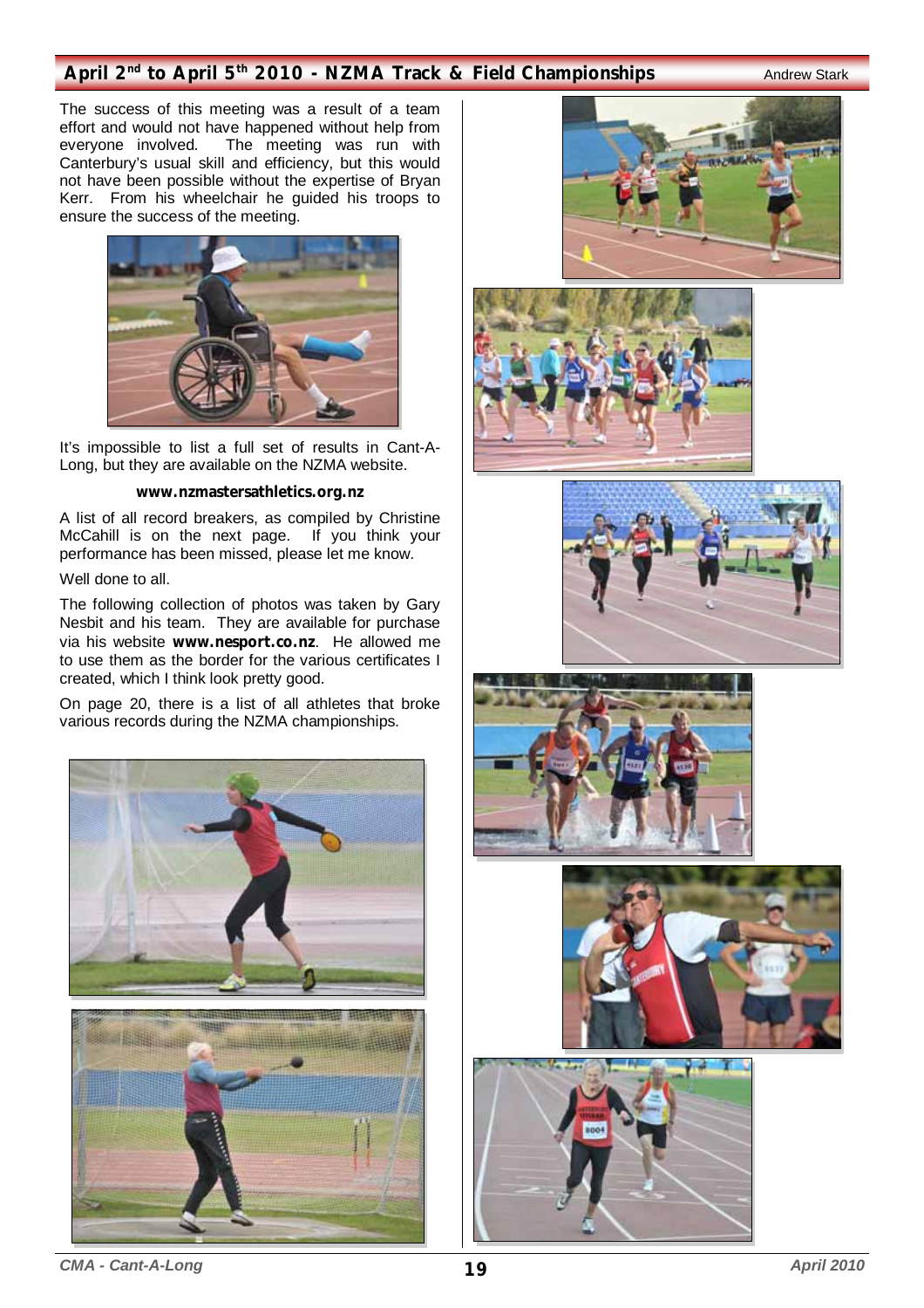## April 2nd to April 5th 2010 - NZMA Track & Field Championships

Andrew Stark

The success of this meeting was a result of a team effort and would not have happened without help from everyone involved. The meeting was run with Canterbury's usual skill and efficiency, but this would not have been possible without the expertise of Bryan Kerr. From his wheelchair he guided his troops to ensure the success of the meeting.

It's impossible to list a full set of results in Cant-A-Long, but they are available on the NZMA website.

**www.nzmastersathletics.org.nz**

A list of all record breakers, as compiled by Christine McCahill is on the next page. If you think your performance has been missed, please let me know.

Well done to all.

The following collection of photos was taken by Gary Nesbit and his team. They are available for purchase via his website **www.nesport.co.nz**. He allowed me to use them as the border for the various certificates I created, which I think look pretty good.

On page 20, there is a list of all athletes that broke various records during the NZMA championships.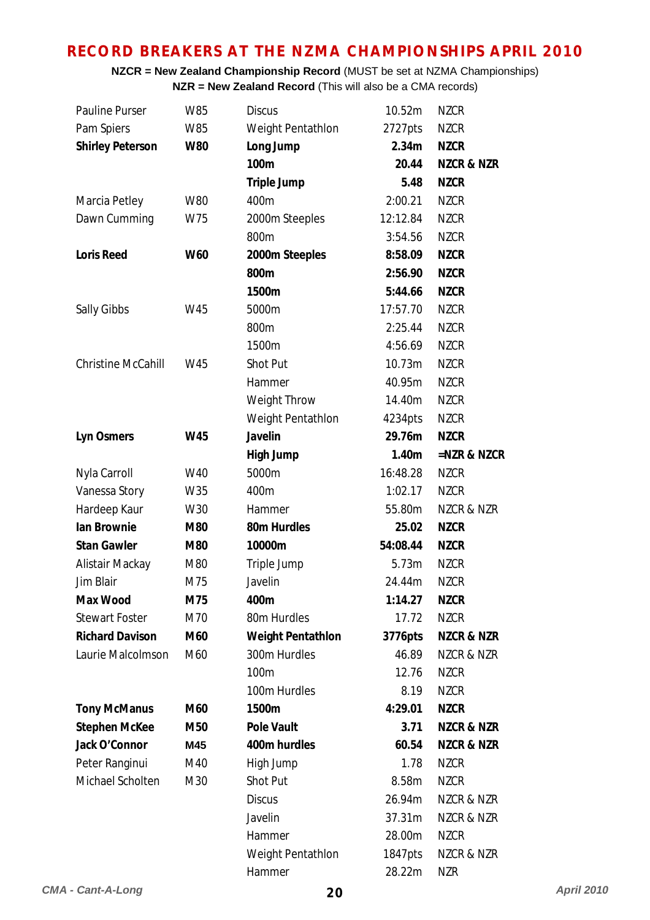# RECORD BREAKERS AT THE NZMA CHAMPIONSHIPS APRIL 2010

**NZCR = New Zealand Championship Record** (MUST be set at NZMA Championships)
**NZR = New Zealand Record** (This will also be a CMA records)

| Name | Grade | Event | Result | Record |
|---|---|---|---|---|
| Pauline Purser | W85 | Discus | 10.52m | NZCR |
| Pam Spiers | W85 | Weight Pentathlon | 2727pts | NZCR |
| **Shirley Peterson** | **W80** | **Long Jump** | **2.34m** | **NZCR** |
| | | **100m** | **20.44** | **NZCR & NZR** |
| | | **Triple Jump** | **5.48** | **NZCR** |
| Marcia Petley | W80 | 400m | 2:00.21 | NZCR |
| Dawn Cumming | W75 | 2000m Steeples | 12:12.84 | NZCR |
| | | 800m | 3:54.56 | NZCR |
| **Loris Reed** | **W60** | **2000m Steeples** | **8:58.09** | **NZCR** |
| | | **800m** | **2:56.90** | **NZCR** |
| | | **1500m** | **5:44.66** | **NZCR** |
| Sally Gibbs | W45 | 5000m | 17:57.70 | NZCR |
| | | 800m | 2:25.44 | NZCR |
| | | 1500m | 4:56.69 | NZCR |
| Christine McCahill | W45 | Shot Put | 10.73m | NZCR |
| | | Hammer | 40.95m | NZCR |
| | | Weight Throw | 14.40m | NZCR |
| | | Weight Pentathlon | 4234pts | NZCR |
| **Lyn Osmers** | **W45** | **Javelin** | **29.76m** | **NZCR** |
| | | **High Jump** | **1.40m** | **=NZR & NZCR** |
| Nyla Carroll | W40 | 5000m | 16:48.28 | NZCR |
| Vanessa Story | W35 | 400m | 1:02.17 | NZCR |
| Hardeep Kaur | W30 | Hammer | 55.80m | NZCR & NZR |
| **Ian Brownie** | **M80** | **80m Hurdles** | **25.02** | **NZCR** |
| **Stan Gawler** | **M80** | **10000m** | **54:08.44** | **NZCR** |
| Alistair Mackay | M80 | Triple Jump | 5.73m | NZCR |
| Jim Blair | M75 | Javelin | 24.44m | NZCR |
| **Max Wood** | **M75** | **400m** | **1:14.27** | **NZCR** |
| Stewart Foster | M70 | 80m Hurdles | 17.72 | NZCR |
| **Richard Davison** | **M60** | **Weight Pentathlon** | **3776pts** | **NZCR & NZR** |
| Laurie Malcolmson | M60 | 300m Hurdles | 46.89 | NZCR & NZR |
| | | 100m | 12.76 | NZCR |
| | | 100m Hurdles | 8.19 | NZCR |
| **Tony McManus** | **M60** | **1500m** | **4:29.01** | **NZCR** |
| **Stephen McKee** | **M50** | **Pole Vault** | **3.71** | **NZCR & NZR** |
| **Jack O'Connor** | **M45** | **400m hurdles** | **60.54** | **NZCR & NZR** |
| Peter Ranginui | M40 | High Jump | 1.78 | NZCR |
| Michael Scholten | M30 | Shot Put | 8.58m | NZCR |
| | | Discus | 26.94m | NZCR & NZR |
| | | Javelin | 37.31m | NZCR & NZR |
| | | Hammer | 28.00m | NZCR |
| | | Weight Pentathlon | 1847pts | NZCR & NZR |
| | | Hammer | 28.22m | NZR |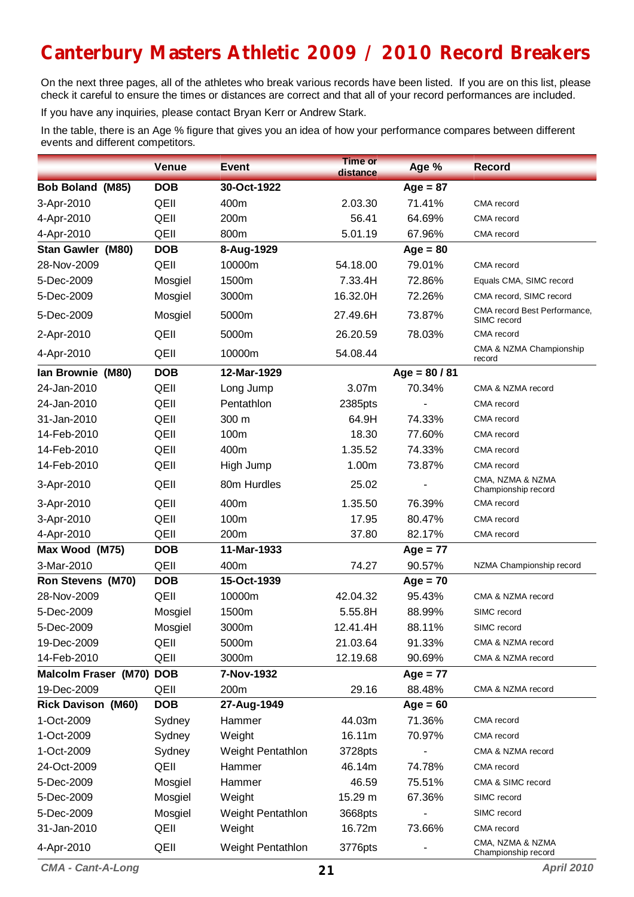# Canterbury Masters Athletic 2009 / 2010 Record Breakers

On the next three pages, all of the athletes who break various records have been listed. If you are on this list, please check it careful to ensure the times or distances are correct and that all of your record performances are included.

If you have any inquiries, please contact Bryan Kerr or Andrew Stark.

In the table, there is an Age % figure that gives you an idea of how your performance compares between different events and different competitors.

| | Venue | Event | Time or distance | Age % | Record |
|---|---|---|---|---|---|
| **Bob Boland (M85)** | **DOB** | **30-Oct-1922** | | **Age = 87** | |
| 3-Apr-2010 | QEII | 400m | 2.03.30 | 71.41% | CMA record |
| 4-Apr-2010 | QEII | 200m | 56.41 | 64.69% | CMA record |
| 4-Apr-2010 | QEII | 800m | 5.01.19 | 67.96% | CMA record |
| **Stan Gawler (M80)** | **DOB** | **8-Aug-1929** | | **Age = 80** | |
| 28-Nov-2009 | QEII | 10000m | 54.18.00 | 79.01% | CMA record |
| 5-Dec-2009 | Mosgiel | 1500m | 7.33.4H | 72.86% | Equals CMA, SIMC record |
| 5-Dec-2009 | Mosgiel | 3000m | 16.32.0H | 72.26% | CMA record, SIMC record |
| 5-Dec-2009 | Mosgiel | 5000m | 27.49.6H | 73.87% | CMA record Best Performance, SIMC record |
| 2-Apr-2010 | QEII | 5000m | 26.20.59 | 78.03% | CMA record |
| 4-Apr-2010 | QEII | 10000m | 54.08.44 | | CMA & NZMA Championship record |
| **Ian Brownie (M80)** | **DOB** | **12-Mar-1929** | | **Age = 80 / 81** | |
| 24-Jan-2010 | QEII | Long Jump | 3.07m | 70.34% | CMA & NZMA record |
| 24-Jan-2010 | QEII | Pentathlon | 2385pts | - | CMA record |
| 31-Jan-2010 | QEII | 300 m | 64.9H | 74.33% | CMA record |
| 14-Feb-2010 | QEII | 100m | 18.30 | 77.60% | CMA record |
| 14-Feb-2010 | QEII | 400m | 1.35.52 | 74.33% | CMA record |
| 14-Feb-2010 | QEII | High Jump | 1.00m | 73.87% | CMA record |
| 3-Apr-2010 | QEII | 80m Hurdles | 25.02 | - | CMA, NZMA & NZMA Championship record |
| 3-Apr-2010 | QEII | 400m | 1.35.50 | 76.39% | CMA record |
| 3-Apr-2010 | QEII | 100m | 17.95 | 80.47% | CMA record |
| 4-Apr-2010 | QEII | 200m | 37.80 | 82.17% | CMA record |
| **Max Wood (M75)** | **DOB** | **11-Mar-1933** | | **Age = 77** | |
| 3-Mar-2010 | QEII | 400m | 74.27 | 90.57% | NZMA Championship record |
| **Ron Stevens (M70)** | **DOB** | **15-Oct-1939** | | **Age = 70** | |
| 28-Nov-2009 | QEII | 10000m | 42.04.32 | 95.43% | CMA & NZMA record |
| 5-Dec-2009 | Mosgiel | 1500m | 5.55.8H | 88.99% | SIMC record |
| 5-Dec-2009 | Mosgiel | 3000m | 12.41.4H | 88.11% | SIMC record |
| 19-Dec-2009 | QEII | 5000m | 21.03.64 | 91.33% | CMA & NZMA record |
| 14-Feb-2010 | QEII | 3000m | 12.19.68 | 90.69% | CMA & NZMA record |
| **Malcolm Fraser (M70)** | **DOB** | **7-Nov-1932** | | **Age = 77** | |
| 19-Dec-2009 | QEII | 200m | 29.16 | 88.48% | CMA & NZMA record |
| **Rick Davison (M60)** | **DOB** | **27-Aug-1949** | | **Age = 60** | |
| 1-Oct-2009 | Sydney | Hammer | 44.03m | 71.36% | CMA record |
| 1-Oct-2009 | Sydney | Weight | 16.11m | 70.97% | CMA record |
| 1-Oct-2009 | Sydney | Weight Pentathlon | 3728pts | - | CMA & NZMA record |
| 24-Oct-2009 | QEII | Hammer | 46.14m | 74.78% | CMA record |
| 5-Dec-2009 | Mosgiel | Hammer | 46.59 | 75.51% | CMA & SIMC record |
| 5-Dec-2009 | Mosgiel | Weight | 15.29 m | 67.36% | SIMC record |
| 5-Dec-2009 | Mosgiel | Weight Pentathlon | 3668pts | - | SIMC record |
| 31-Jan-2010 | QEII | Weight | 16.72m | 73.66% | CMA record |
| 4-Apr-2010 | QEII | Weight Pentathlon | 3776pts | - | CMA, NZMA & NZMA Championship record |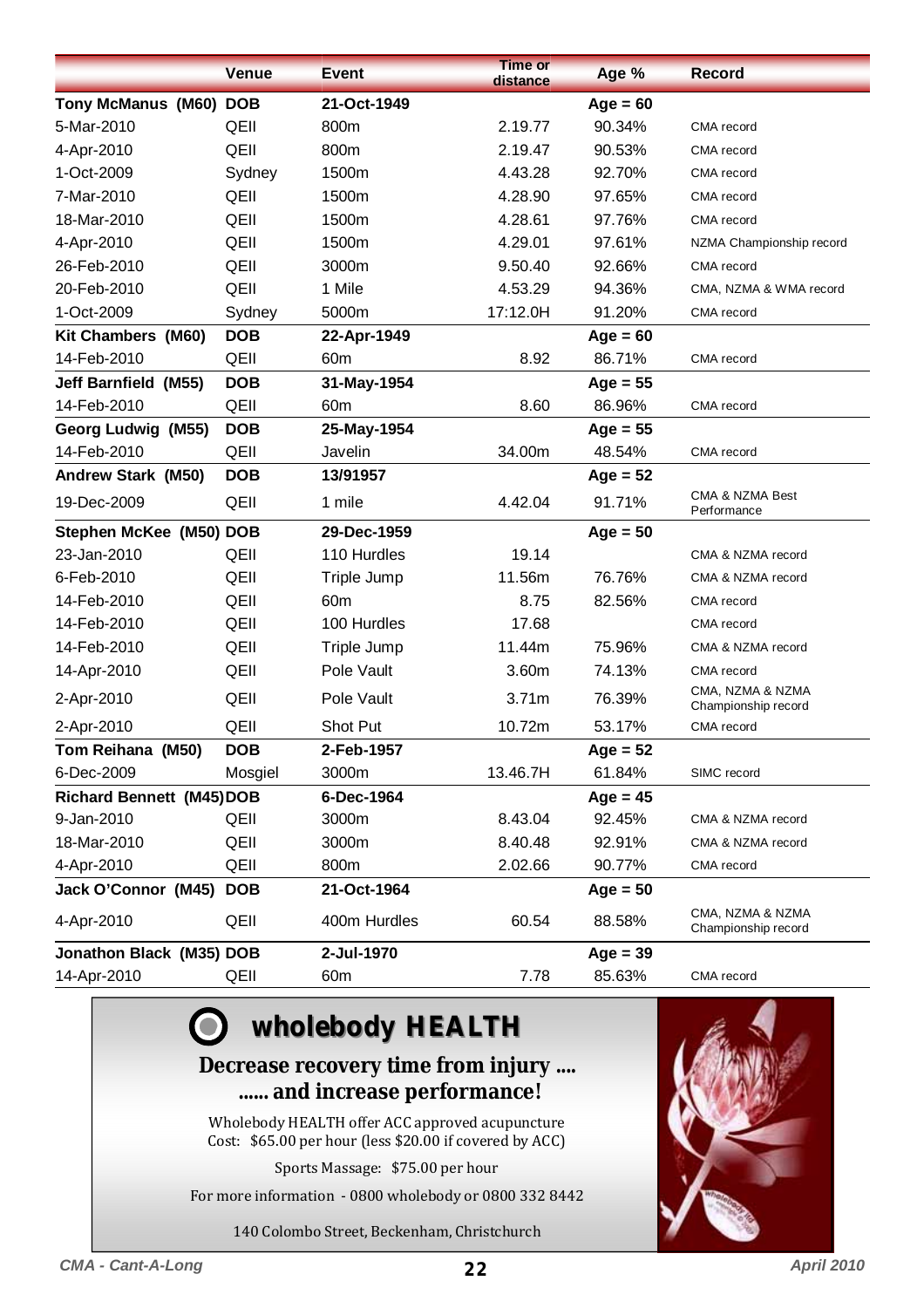| | Venue | Event | Time or distance | Age % | Record |
|---|---|---|---|---|---|
| **Tony McManus (M60)** | **DOB** | **21-Oct-1949** | | **Age = 60** | |
| 5-Mar-2010 | QEII | 800m | 2.19.77 | 90.34% | CMA record |
| 4-Apr-2010 | QEII | 800m | 2.19.47 | 90.53% | CMA record |
| 1-Oct-2009 | Sydney | 1500m | 4.43.28 | 92.70% | CMA record |
| 7-Mar-2010 | QEII | 1500m | 4.28.90 | 97.65% | CMA record |
| 18-Mar-2010 | QEII | 1500m | 4.28.61 | 97.76% | CMA record |
| 4-Apr-2010 | QEII | 1500m | 4.29.01 | 97.61% | NZMA Championship record |
| 26-Feb-2010 | QEII | 3000m | 9.50.40 | 92.66% | CMA record |
| 20-Feb-2010 | QEII | 1 Mile | 4.53.29 | 94.36% | CMA, NZMA & WMA record |
| 1-Oct-2009 | Sydney | 5000m | 17:12.0H | 91.20% | CMA record |
| **Kit Chambers (M60)** | **DOB** | **22-Apr-1949** | | **Age = 60** | |
| 14-Feb-2010 | QEII | 60m | 8.92 | 86.71% | CMA record |
| **Jeff Barnfield (M55)** | **DOB** | **31-May-1954** | | **Age = 55** | |
| 14-Feb-2010 | QEII | 60m | 8.60 | 86.96% | CMA record |
| **Georg Ludwig (M55)** | **DOB** | **25-May-1954** | | **Age = 55** | |
| 14-Feb-2010 | QEII | Javelin | 34.00m | 48.54% | CMA record |
| **Andrew Stark (M50)** | **DOB** | **13/91957** | | **Age = 52** | |
| 19-Dec-2009 | QEII | 1 mile | 4.42.04 | 91.71% | CMA & NZMA Best Performance |
| **Stephen McKee (M50)** | **DOB** | **29-Dec-1959** | | **Age = 50** | |
| 23-Jan-2010 | QEII | 110 Hurdles | 19.14 | | CMA & NZMA record |
| 6-Feb-2010 | QEII | Triple Jump | 11.56m | 76.76% | CMA & NZMA record |
| 14-Feb-2010 | QEII | 60m | 8.75 | 82.56% | CMA record |
| 14-Feb-2010 | QEII | 100 Hurdles | 17.68 | | CMA record |
| 14-Feb-2010 | QEII | Triple Jump | 11.44m | 75.96% | CMA & NZMA record |
| 14-Apr-2010 | QEII | Pole Vault | 3.60m | 74.13% | CMA record |
| 2-Apr-2010 | QEII | Pole Vault | 3.71m | 76.39% | CMA, NZMA & NZMA Championship record |
| 2-Apr-2010 | QEII | Shot Put | 10.72m | 53.17% | CMA record |
| **Tom Reihana (M50)** | **DOB** | **2-Feb-1957** | | **Age = 52** | |
| 6-Dec-2009 | Mosgiel | 3000m | 13.46.7H | 61.84% | SIMC record |
| **Richard Bennett (M45)** | **DOB** | **6-Dec-1964** | | **Age = 45** | |
| 9-Jan-2010 | QEII | 3000m | 8.43.04 | 92.45% | CMA & NZMA record |
| 18-Mar-2010 | QEII | 3000m | 8.40.48 | 92.91% | CMA & NZMA record |
| 4-Apr-2010 | QEII | 800m | 2.02.66 | 90.77% | CMA record |
| **Jack O'Connor (M45)** | **DOB** | **21-Oct-1964** | | **Age = 50** | |
| 4-Apr-2010 | QEII | 400m Hurdles | 60.54 | 88.58% | CMA, NZMA & NZMA Championship record |
| **Jonathon Black (M35)** | **DOB** | **2-Jul-1970** | | **Age = 39** | |
| 14-Apr-2010 | QEII | 60m | 7.78 | 85.63% | CMA record |

## wholebody HEALTH

**Decrease recovery time from injury ....**
**...... and increase performance!**

Wholebody HEALTH offer ACC approved acupuncture
Cost: $65.00 per hour (less $20.00 if covered by ACC)

Sports Massage: $75.00 per hour

For more information - 0800 wholebody or 0800 332 8442

140 Colombo Street, Beckenham, Christchurch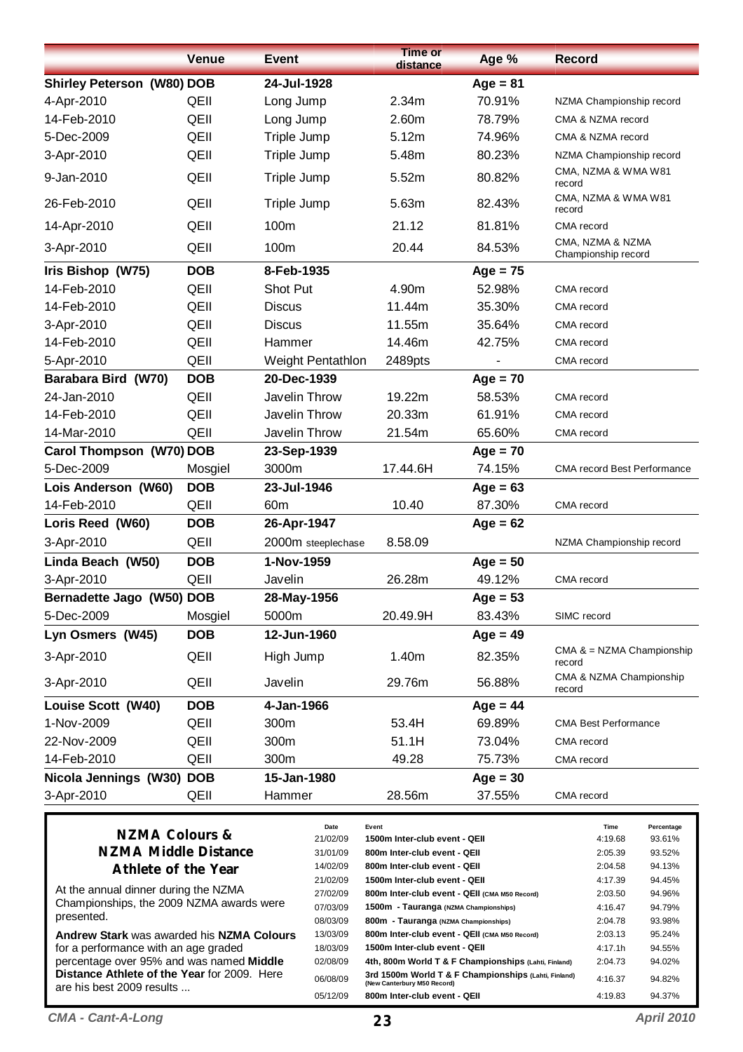| | Venue | Event | Time or distance | Age % | Record |
|---|---|---|---|---|---|
| **Shirley Peterson (W80)** | **DOB** | **24-Jul-1928** | | **Age = 81** | |
| 4-Apr-2010 | QEII | Long Jump | 2.34m | 70.91% | NZMA Championship record |
| 14-Feb-2010 | QEII | Long Jump | 2.60m | 78.79% | CMA & NZMA record |
| 5-Dec-2009 | QEII | Triple Jump | 5.12m | 74.96% | CMA & NZMA record |
| 3-Apr-2010 | QEII | Triple Jump | 5.48m | 80.23% | NZMA Championship record |
| 9-Jan-2010 | QEII | Triple Jump | 5.52m | 80.82% | CMA, NZMA & WMA W81 record |
| 26-Feb-2010 | QEII | Triple Jump | 5.63m | 82.43% | CMA, NZMA & WMA W81 record |
| 14-Apr-2010 | QEII | 100m | 21.12 | 81.81% | CMA record |
| 3-Apr-2010 | QEII | 100m | 20.44 | 84.53% | CMA, NZMA & NZMA Championship record |
| **Iris Bishop (W75)** | **DOB** | **8-Feb-1935** | | **Age = 75** | |
| 14-Feb-2010 | QEII | Shot Put | 4.90m | 52.98% | CMA record |
| 14-Feb-2010 | QEII | Discus | 11.44m | 35.30% | CMA record |
| 3-Apr-2010 | QEII | Discus | 11.55m | 35.64% | CMA record |
| 14-Feb-2010 | QEII | Hammer | 14.46m | 42.75% | CMA record |
| 5-Apr-2010 | QEII | Weight Pentathlon | 2489pts | - | CMA record |
| **Barabara Bird (W70)** | **DOB** | **20-Dec-1939** | | **Age = 70** | |
| 24-Jan-2010 | QEII | Javelin Throw | 19.22m | 58.53% | CMA record |
| 14-Feb-2010 | QEII | Javelin Throw | 20.33m | 61.91% | CMA record |
| 14-Mar-2010 | QEII | Javelin Throw | 21.54m | 65.60% | CMA record |
| **Carol Thompson (W70)** | **DOB** | **23-Sep-1939** | | **Age = 70** | |
| 5-Dec-2009 | Mosgiel | 3000m | 17.44.6H | 74.15% | CMA record Best Performance |
| **Lois Anderson (W60)** | **DOB** | **23-Jul-1946** | | **Age = 63** | |
| 14-Feb-2010 | QEII | 60m | 10.40 | 87.30% | CMA record |
| **Loris Reed (W60)** | **DOB** | **26-Apr-1947** | | **Age = 62** | |
| 3-Apr-2010 | QEII | 2000m steeplechase | 8.58.09 | | NZMA Championship record |
| **Linda Beach (W50)** | **DOB** | **1-Nov-1959** | | **Age = 50** | |
| 3-Apr-2010 | QEII | Javelin | 26.28m | 49.12% | CMA record |
| **Bernadette Jago (W50)** | **DOB** | **28-May-1956** | | **Age = 53** | |
| 5-Dec-2009 | Mosgiel | 5000m | 20.49.9H | 83.43% | SIMC record |
| **Lyn Osmers (W45)** | **DOB** | **12-Jun-1960** | | **Age = 49** | |
| 3-Apr-2010 | QEII | High Jump | 1.40m | 82.35% | CMA & = NZMA Championship record |
| 3-Apr-2010 | QEII | Javelin | 29.76m | 56.88% | CMA & NZMA Championship record |
| **Louise Scott (W40)** | **DOB** | **4-Jan-1966** | | **Age = 44** | |
| 1-Nov-2009 | QEII | 300m | 53.4H | 69.89% | CMA Best Performance |
| 22-Nov-2009 | QEII | 300m | 51.1H | 73.04% | CMA record |
| 14-Feb-2010 | QEII | 300m | 49.28 | 75.73% | CMA record |
| **Nicola Jennings (W30)** | **DOB** | **15-Jan-1980** | | **Age = 30** | |
| 3-Apr-2010 | QEII | Hammer | 28.56m | 37.55% | CMA record |

## NZMA Colours & NZMA Middle Distance Athlete of the Year

At the annual dinner during the NZMA Championships, the 2009 NZMA awards were presented.

**Andrew Stark** was awarded his **NZMA Colours** for a performance with an age graded percentage over 95% and was named **Middle Distance Athlete of the Year** for 2009. Here are his best 2009 results ...

| Date | Event | Time | Percentage |
|---|---|---|---|
| 21/02/09 | **1500m Inter-club event - QEII** | 4:19.68 | 93.61% |
| 31/01/09 | **800m Inter-club event - QEII** | 2:05.39 | 93.52% |
| 14/02/09 | **800m Inter-club event - QEII** | 2:04.58 | 94.13% |
| 21/02/09 | **1500m Inter-club event - QEII** | 4:17.39 | 94.45% |
| 27/02/09 | **800m Inter-club event - QEII** (CMA M50 Record) | 2:03.50 | 94.96% |
| 07/03/09 | **1500m - Tauranga** (NZMA Championships) | 4:16.47 | 94.79% |
| 08/03/09 | **800m - Tauranga** (NZMA Championships) | 2:04.78 | 93.98% |
| 13/03/09 | **800m Inter-club event - QEII** (CMA M50 Record) | 2:03.13 | 95.24% |
| 18/03/09 | **1500m Inter-club event - QEII** | 4:17.1h | 94.55% |
| 02/08/09 | **4th, 800m World T & F Championships** (Lahti, Finland) | 2:04.73 | 94.02% |
| 06/08/09 | **3rd 1500m World T & F Championships** (Lahti, Finland) (New Canterbury M50 Record) | 4:16.37 | 94.82% |
| 05/12/09 | **800m Inter-club event - QEII** | 4:19.83 | 94.37% |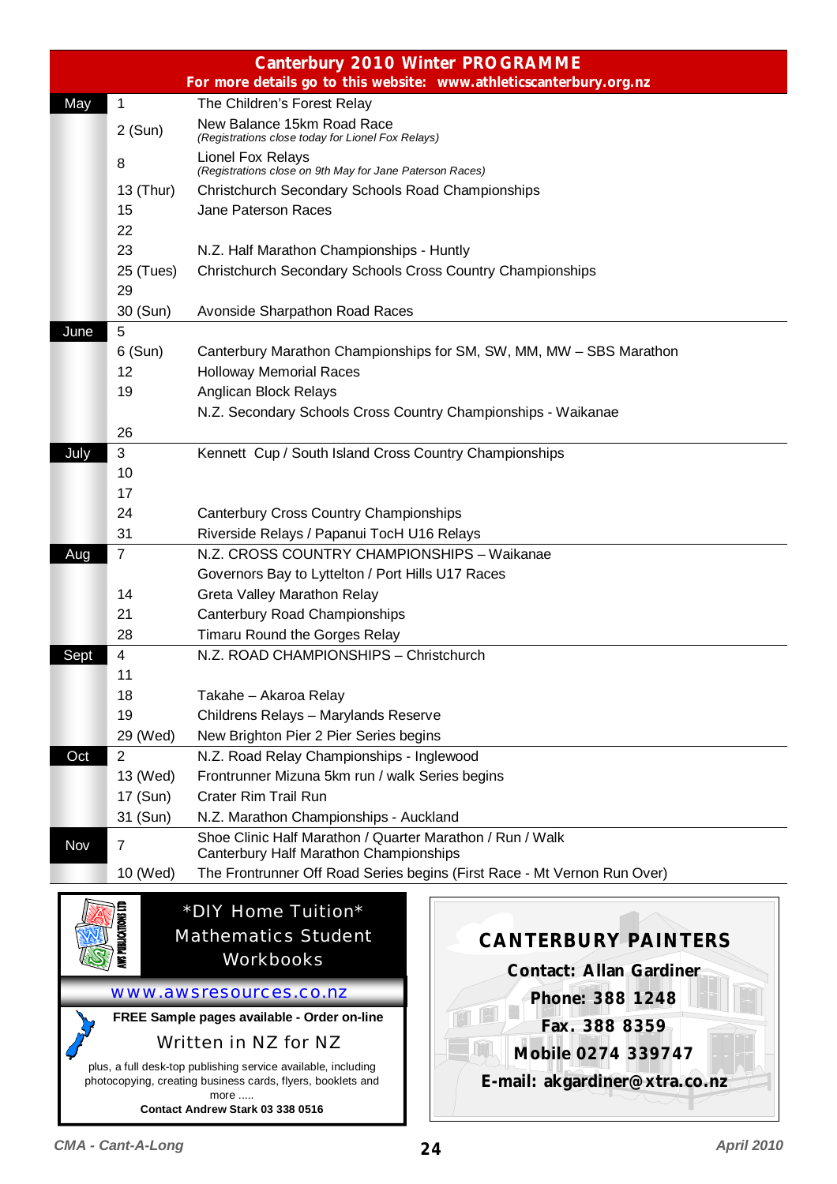## Canterbury 2010 Winter PROGRAMME

**For more details go to this website: www.athleticscanterbury.org.nz**

| | | |
|---|---|---|
| May | 1 | The Children's Forest Relay |
| | 2 (Sun) | New Balance 15km Road Race *(Registrations close today for Lionel Fox Relays)* |
| | 8 | Lionel Fox Relays *(Registrations close on 9th May for Jane Paterson Races)* |
| | 13 (Thur) | Christchurch Secondary Schools Road Championships |
| | 15 | Jane Paterson Races |
| | 22 | |
| | 23 | N.Z. Half Marathon Championships - Huntly |
| | 25 (Tues) | Christchurch Secondary Schools Cross Country Championships |
| | 29 | |
| | 30 (Sun) | Avonside Sharpathon Road Races |
| June | 5 | |
| | 6 (Sun) | Canterbury Marathon Championships for SM, SW, MM, MW – SBS Marathon |
| | 12 | Holloway Memorial Races |
| | 19 | Anglican Block Relays |
| | | N.Z. Secondary Schools Cross Country Championships - Waikanae |
| | 26 | |
| July | 3 | Kennett Cup / South Island Cross Country Championships |
| | 10 | |
| | 17 | |
| | 24 | Canterbury Cross Country Championships |
| | 31 | Riverside Relays / Papanui TocH U16 Relays |
| Aug | 7 | N.Z. CROSS COUNTRY CHAMPIONSHIPS – Waikanae |
| | | Governors Bay to Lyttelton / Port Hills U17 Races |
| | 14 | Greta Valley Marathon Relay |
| | 21 | Canterbury Road Championships |
| | 28 | Timaru Round the Gorges Relay |
| Sept | 4 | N.Z. ROAD CHAMPIONSHIPS – Christchurch |
| | 11 | |
| | 18 | Takahe – Akaroa Relay |
| | 19 | Childrens Relays – Marylands Reserve |
| | 29 (Wed) | New Brighton Pier 2 Pier Series begins |
| Oct | 2 | N.Z. Road Relay Championships - Inglewood |
| | 13 (Wed) | Frontrunner Mizuna 5km run / walk Series begins |
| | 17 (Sun) | Crater Rim Trail Run |
| | 31 (Sun) | N.Z. Marathon Championships - Auckland |
| Nov | 7 | Shoe Clinic Half Marathon / Quarter Marathon / Run / Walk Canterbury Half Marathon Championships |
| | 10 (Wed) | The Frontrunner Off Road Series begins (First Race - Mt Vernon Run Over) |

AWS PUBLICATIONS LTD

*DIY Home Tuition*
Mathematics Student Workbooks

www.awsresources.co.nz

**FREE Sample pages available - Order on-line**

Written in NZ for NZ

plus, a full desk-top publishing service available, including photocopying, creating business cards, flyers, booklets and more .....

**Contact Andrew Stark 03 338 0516**

**CANTERBURY PAINTERS**

**Contact: Allan Gardiner**

**Phone: 388 1248**

**Fax. 388 8359**

**Mobile 0274 339747**

**E-mail: akgardiner@xtra.co.nz**